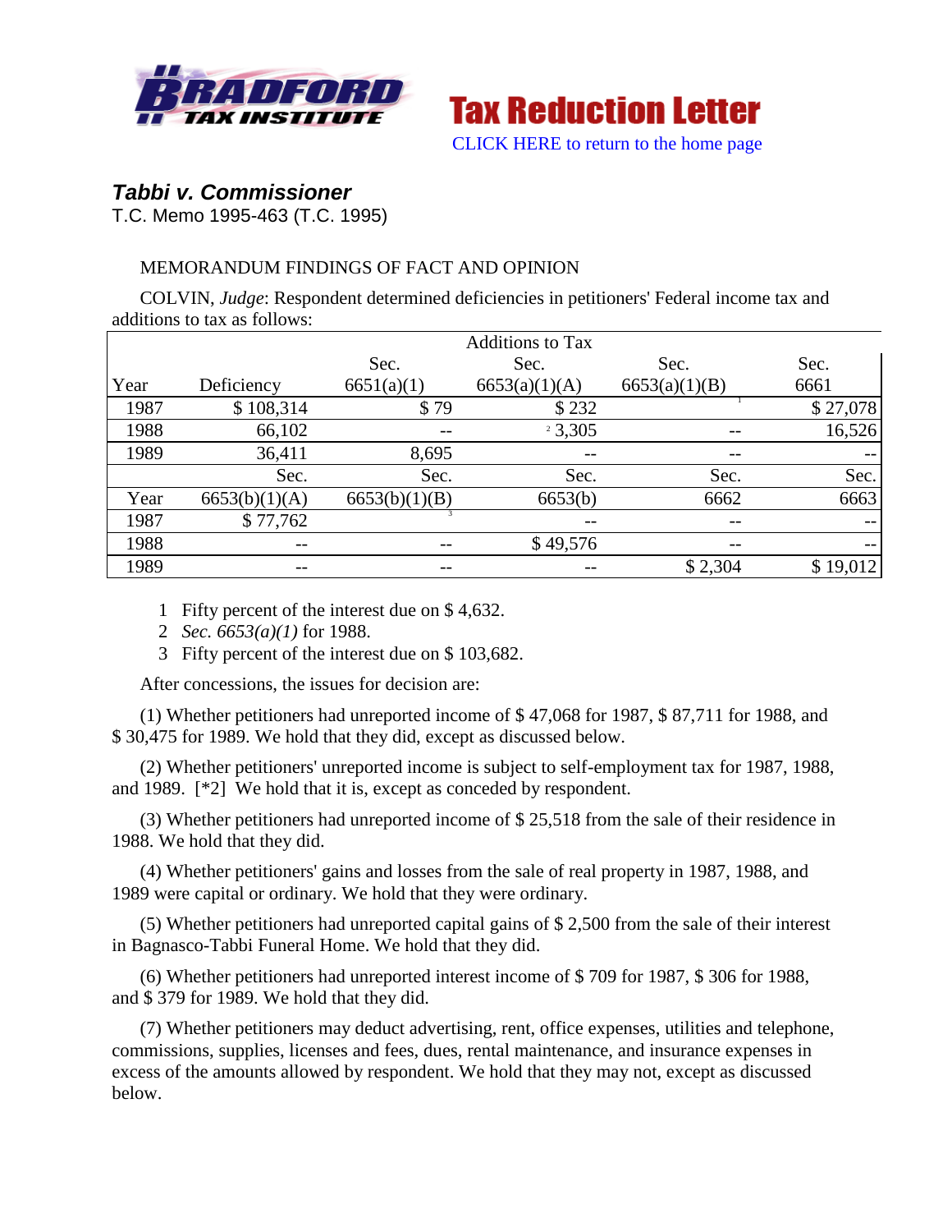Tax Reduction Letter

CLICK HERE to return to the home page

## *Tabbi v. Commissioner*

T.C. Memo 1995-463 (T.C. 1995)

MEMORANDUM FINDINGS OF FACT AND OPINION

COLVIN, *Judge*: Respondent determined deficiencies in petitioners' Federal income tax and additions to tax as follows:

| | | Additions to Tax | | | |
|---|---|---|---|---|---|
| Year | Deficiency | Sec. 6651(a)(1) | Sec. 6653(a)(1)(A) | Sec. 6653(a)(1)(B) | Sec. 6661 |
| 1987 | $ 108,314 | $ 79 | $ 232 | [1] | $ 27,078 |
| 1988 | 66,102 | -- | [2] 3,305 | -- | 16,526 |
| 1989 | 36,411 | 8,695 | -- | -- | -- |
| | Sec. | Sec. | Sec. | Sec. | Sec. |
| Year | 6653(b)(1)(A) | 6653(b)(1)(B) | 6653(b) | 6662 | 6663 |
| 1987 | $ 77,762 | [3] | -- | -- | -- |
| 1988 | -- | -- | $ 49,576 | -- | -- |
| 1989 | -- | -- | -- | $ 2,304 | $ 19,012 |

1 Fifty percent of the interest due on $ 4,632.

2 *Sec. 6653(a)(1)* for 1988.

3 Fifty percent of the interest due on $ 103,682.

After concessions, the issues for decision are:

(1) Whether petitioners had unreported income of $ 47,068 for 1987, $ 87,711 for 1988, and $ 30,475 for 1989. We hold that they did, except as discussed below.

(2) Whether petitioners' unreported income is subject to self-employment tax for 1987, 1988, and 1989. [*2] We hold that it is, except as conceded by respondent.

(3) Whether petitioners had unreported income of $ 25,518 from the sale of their residence in 1988. We hold that they did.

(4) Whether petitioners' gains and losses from the sale of real property in 1987, 1988, and 1989 were capital or ordinary. We hold that they were ordinary.

(5) Whether petitioners had unreported capital gains of $ 2,500 from the sale of their interest in Bagnasco-Tabbi Funeral Home. We hold that they did.

(6) Whether petitioners had unreported interest income of $ 709 for 1987, $ 306 for 1988, and $ 379 for 1989. We hold that they did.

(7) Whether petitioners may deduct advertising, rent, office expenses, utilities and telephone, commissions, supplies, licenses and fees, dues, rental maintenance, and insurance expenses in excess of the amounts allowed by respondent. We hold that they may not, except as discussed below.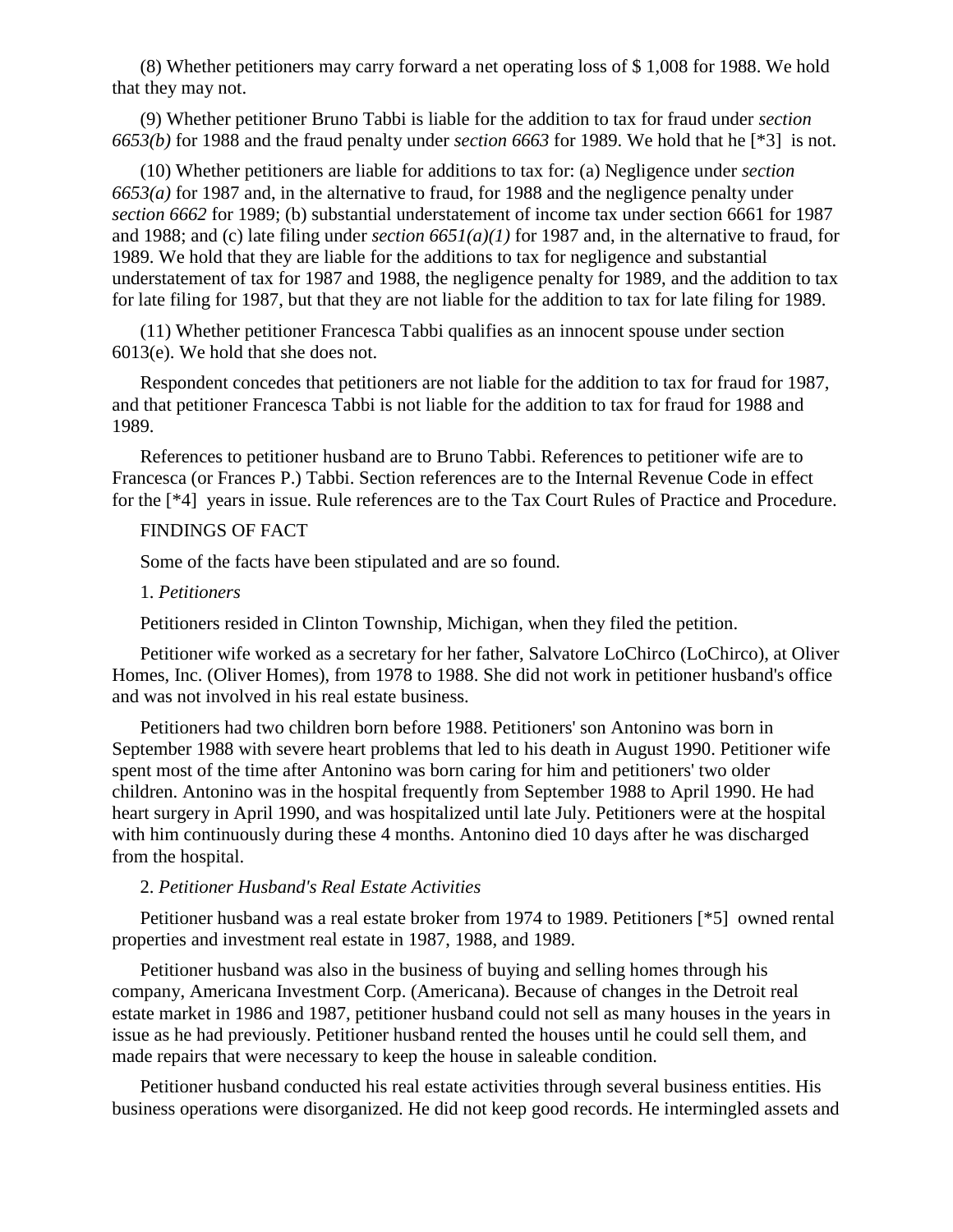(8) Whether petitioners may carry forward a net operating loss of $ 1,008 for 1988. We hold that they may not.

(9) Whether petitioner Bruno Tabbi is liable for the addition to tax for fraud under *section 6653(b)* for 1988 and the fraud penalty under *section 6663* for 1989. We hold that he [*3] is not.

(10) Whether petitioners are liable for additions to tax for: (a) Negligence under *section 6653(a)* for 1987 and, in the alternative to fraud, for 1988 and the negligence penalty under *section 6662* for 1989; (b) substantial understatement of income tax under section 6661 for 1987 and 1988; and (c) late filing under *section 6651(a)(1)* for 1987 and, in the alternative to fraud, for 1989. We hold that they are liable for the additions to tax for negligence and substantial understatement of tax for 1987 and 1988, the negligence penalty for 1989, and the addition to tax for late filing for 1987, but that they are not liable for the addition to tax for late filing for 1989.

(11) Whether petitioner Francesca Tabbi qualifies as an innocent spouse under section 6013(e). We hold that she does not.

Respondent concedes that petitioners are not liable for the addition to tax for fraud for 1987, and that petitioner Francesca Tabbi is not liable for the addition to tax for fraud for 1988 and 1989.

References to petitioner husband are to Bruno Tabbi. References to petitioner wife are to Francesca (or Frances P.) Tabbi. Section references are to the Internal Revenue Code in effect for the [*4] years in issue. Rule references are to the Tax Court Rules of Practice and Procedure.

FINDINGS OF FACT

Some of the facts have been stipulated and are so found.

1. *Petitioners*

Petitioners resided in Clinton Township, Michigan, when they filed the petition.

Petitioner wife worked as a secretary for her father, Salvatore LoChirco (LoChirco), at Oliver Homes, Inc. (Oliver Homes), from 1978 to 1988. She did not work in petitioner husband's office and was not involved in his real estate business.

Petitioners had two children born before 1988. Petitioners' son Antonino was born in September 1988 with severe heart problems that led to his death in August 1990. Petitioner wife spent most of the time after Antonino was born caring for him and petitioners' two older children. Antonino was in the hospital frequently from September 1988 to April 1990. He had heart surgery in April 1990, and was hospitalized until late July. Petitioners were at the hospital with him continuously during these 4 months. Antonino died 10 days after he was discharged from the hospital.

2. *Petitioner Husband's Real Estate Activities*

Petitioner husband was a real estate broker from 1974 to 1989. Petitioners [*5] owned rental properties and investment real estate in 1987, 1988, and 1989.

Petitioner husband was also in the business of buying and selling homes through his company, Americana Investment Corp. (Americana). Because of changes in the Detroit real estate market in 1986 and 1987, petitioner husband could not sell as many houses in the years in issue as he had previously. Petitioner husband rented the houses until he could sell them, and made repairs that were necessary to keep the house in saleable condition.

Petitioner husband conducted his real estate activities through several business entities. His business operations were disorganized. He did not keep good records. He intermingled assets and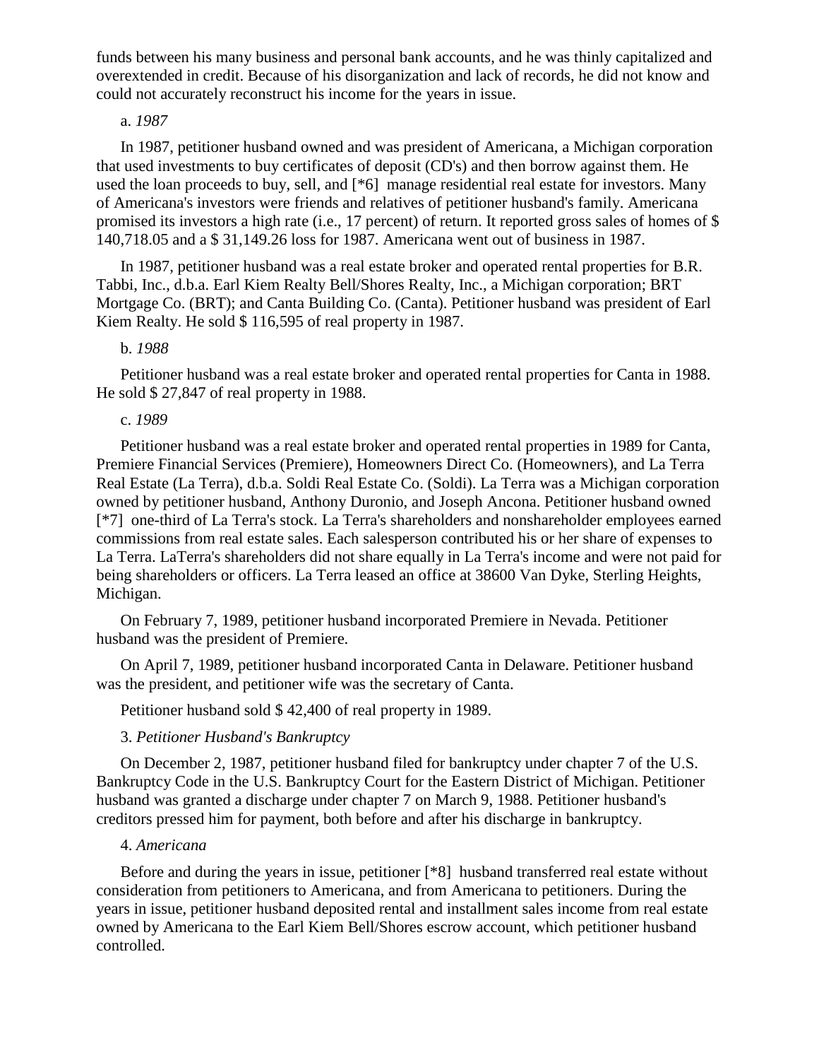funds between his many business and personal bank accounts, and he was thinly capitalized and overextended in credit. Because of his disorganization and lack of records, he did not know and could not accurately reconstruct his income for the years in issue.

a. *1987*

In 1987, petitioner husband owned and was president of Americana, a Michigan corporation that used investments to buy certificates of deposit (CD's) and then borrow against them. He used the loan proceeds to buy, sell, and [*6] manage residential real estate for investors. Many of Americana's investors were friends and relatives of petitioner husband's family. Americana promised its investors a high rate (i.e., 17 percent) of return. It reported gross sales of homes of $ 140,718.05 and a $ 31,149.26 loss for 1987. Americana went out of business in 1987.

In 1987, petitioner husband was a real estate broker and operated rental properties for B.R. Tabbi, Inc., d.b.a. Earl Kiem Realty Bell/Shores Realty, Inc., a Michigan corporation; BRT Mortgage Co. (BRT); and Canta Building Co. (Canta). Petitioner husband was president of Earl Kiem Realty. He sold $ 116,595 of real property in 1987.

b. *1988*

Petitioner husband was a real estate broker and operated rental properties for Canta in 1988. He sold $ 27,847 of real property in 1988.

c. *1989*

Petitioner husband was a real estate broker and operated rental properties in 1989 for Canta, Premiere Financial Services (Premiere), Homeowners Direct Co. (Homeowners), and La Terra Real Estate (La Terra), d.b.a. Soldi Real Estate Co. (Soldi). La Terra was a Michigan corporation owned by petitioner husband, Anthony Duronio, and Joseph Ancona. Petitioner husband owned [*7] one-third of La Terra's stock. La Terra's shareholders and nonshareholder employees earned commissions from real estate sales. Each salesperson contributed his or her share of expenses to La Terra. LaTerra's shareholders did not share equally in La Terra's income and were not paid for being shareholders or officers. La Terra leased an office at 38600 Van Dyke, Sterling Heights, Michigan.

On February 7, 1989, petitioner husband incorporated Premiere in Nevada. Petitioner husband was the president of Premiere.

On April 7, 1989, petitioner husband incorporated Canta in Delaware. Petitioner husband was the president, and petitioner wife was the secretary of Canta.

Petitioner husband sold $ 42,400 of real property in 1989.

3. *Petitioner Husband's Bankruptcy*

On December 2, 1987, petitioner husband filed for bankruptcy under chapter 7 of the U.S. Bankruptcy Code in the U.S. Bankruptcy Court for the Eastern District of Michigan. Petitioner husband was granted a discharge under chapter 7 on March 9, 1988. Petitioner husband's creditors pressed him for payment, both before and after his discharge in bankruptcy.

4. *Americana*

Before and during the years in issue, petitioner [*8] husband transferred real estate without consideration from petitioners to Americana, and from Americana to petitioners. During the years in issue, petitioner husband deposited rental and installment sales income from real estate owned by Americana to the Earl Kiem Bell/Shores escrow account, which petitioner husband controlled.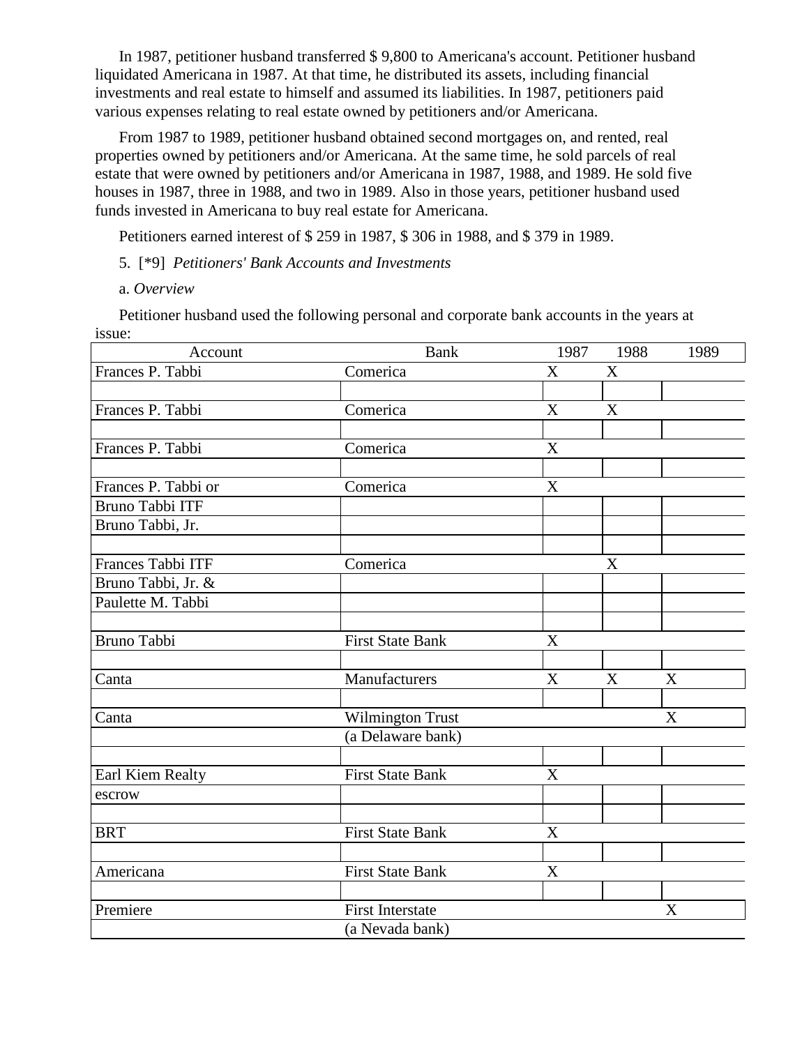In 1987, petitioner husband transferred $ 9,800 to Americana's account. Petitioner husband liquidated Americana in 1987. At that time, he distributed its assets, including financial investments and real estate to himself and assumed its liabilities. In 1987, petitioners paid various expenses relating to real estate owned by petitioners and/or Americana.

From 1987 to 1989, petitioner husband obtained second mortgages on, and rented, real properties owned by petitioners and/or Americana. At the same time, he sold parcels of real estate that were owned by petitioners and/or Americana in 1987, 1988, and 1989. He sold five houses in 1987, three in 1988, and two in 1989. Also in those years, petitioner husband used funds invested in Americana to buy real estate for Americana.

Petitioners earned interest of $ 259 in 1987, $ 306 in 1988, and $ 379 in 1989.

5. [*9] *Petitioners' Bank Accounts and Investments*

a. *Overview*

Petitioner husband used the following personal and corporate bank accounts in the years at issue:

| Account | Bank | 1987 | 1988 | 1989 |
|---|---|---|---|---|
| Frances P. Tabbi | Comerica | X | X | |
| Frances P. Tabbi | Comerica | X | X | |
| Frances P. Tabbi | Comerica | X | | |
| Frances P. Tabbi or Bruno Tabbi ITF Bruno Tabbi, Jr. | Comerica | X | | |
| Frances Tabbi ITF Bruno Tabbi, Jr. & Paulette M. Tabbi | Comerica | | X | |
| Bruno Tabbi | First State Bank | X | | |
| Canta | Manufacturers | X | X | X |
| Canta | Wilmington Trust (a Delaware bank) | | | X |
| Earl Kiem Realty escrow | First State Bank | X | | |
| BRT | First State Bank | X | | |
| Americana | First State Bank | X | | |
| Premiere | First Interstate (a Nevada bank) | | | X |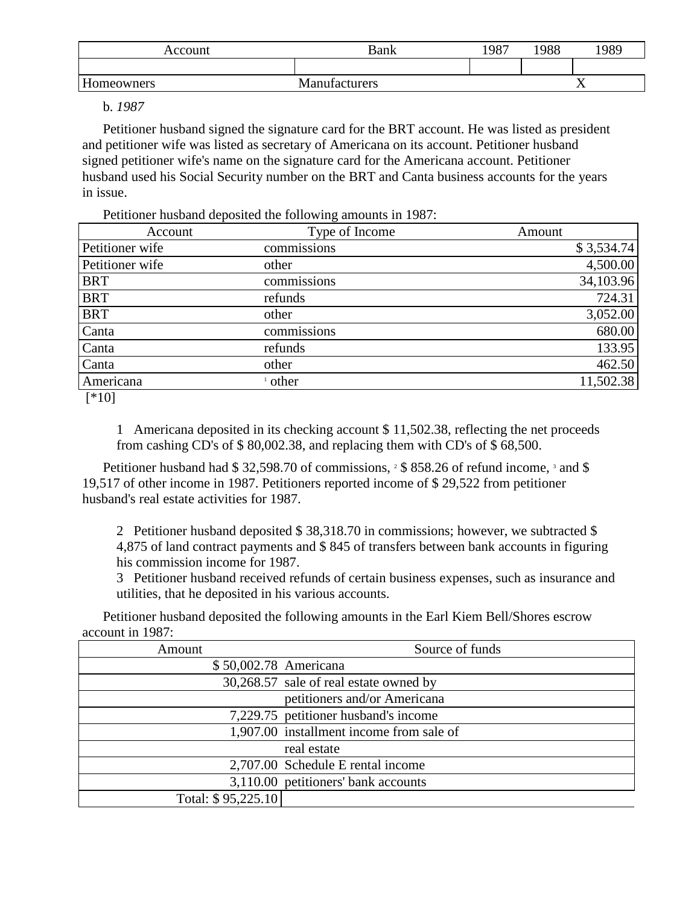| Account | Bank | 1987 | 1988 | 1989 |
| --- | --- | --- | --- | --- |
| | | | | |
| Homeowners | Manufacturers | | | X |

b. *1987*

Petitioner husband signed the signature card for the BRT account. He was listed as president and petitioner wife was listed as secretary of Americana on its account. Petitioner husband signed petitioner wife's name on the signature card for the Americana account. Petitioner husband used his Social Security number on the BRT and Canta business accounts for the years in issue.

Petitioner husband deposited the following amounts in 1987:

| Account | Type of Income | Amount |
| --- | --- | --- |
| Petitioner wife | commissions | $ 3,534.74 |
| Petitioner wife | other | 4,500.00 |
| BRT | commissions | 34,103.96 |
| BRT | refunds | 724.31 |
| BRT | other | 3,052.00 |
| Canta | commissions | 680.00 |
| Canta | refunds | 133.95 |
| Canta | other | 462.50 |
| Americana | [1] other | 11,502.38 |

[*10]

1 Americana deposited in its checking account $ 11,502.38, reflecting the net proceeds from cashing CD's of $ 80,002.38, and replacing them with CD's of $ 68,500.

Petitioner husband had $ 32,598.70 of commissions, [2] $ 858.26 of refund income, [3] and $ 19,517 of other income in 1987. Petitioners reported income of $ 29,522 from petitioner husband's real estate activities for 1987.

2 Petitioner husband deposited $ 38,318.70 in commissions; however, we subtracted $ 4,875 of land contract payments and $ 845 of transfers between bank accounts in figuring his commission income for 1987.

3 Petitioner husband received refunds of certain business expenses, such as insurance and utilities, that he deposited in his various accounts.

Petitioner husband deposited the following amounts in the Earl Kiem Bell/Shores escrow account in 1987:

| Amount | Source of funds |
| --- | --- |
| $ 50,002.78 | Americana |
| 30,268.57 | sale of real estate owned by |
| | petitioners and/or Americana |
| 7,229.75 | petitioner husband's income |
| 1,907.00 | installment income from sale of |
| | real estate |
| 2,707.00 | Schedule E rental income |
| 3,110.00 | petitioners' bank accounts |
| Total: $ 95,225.10 | |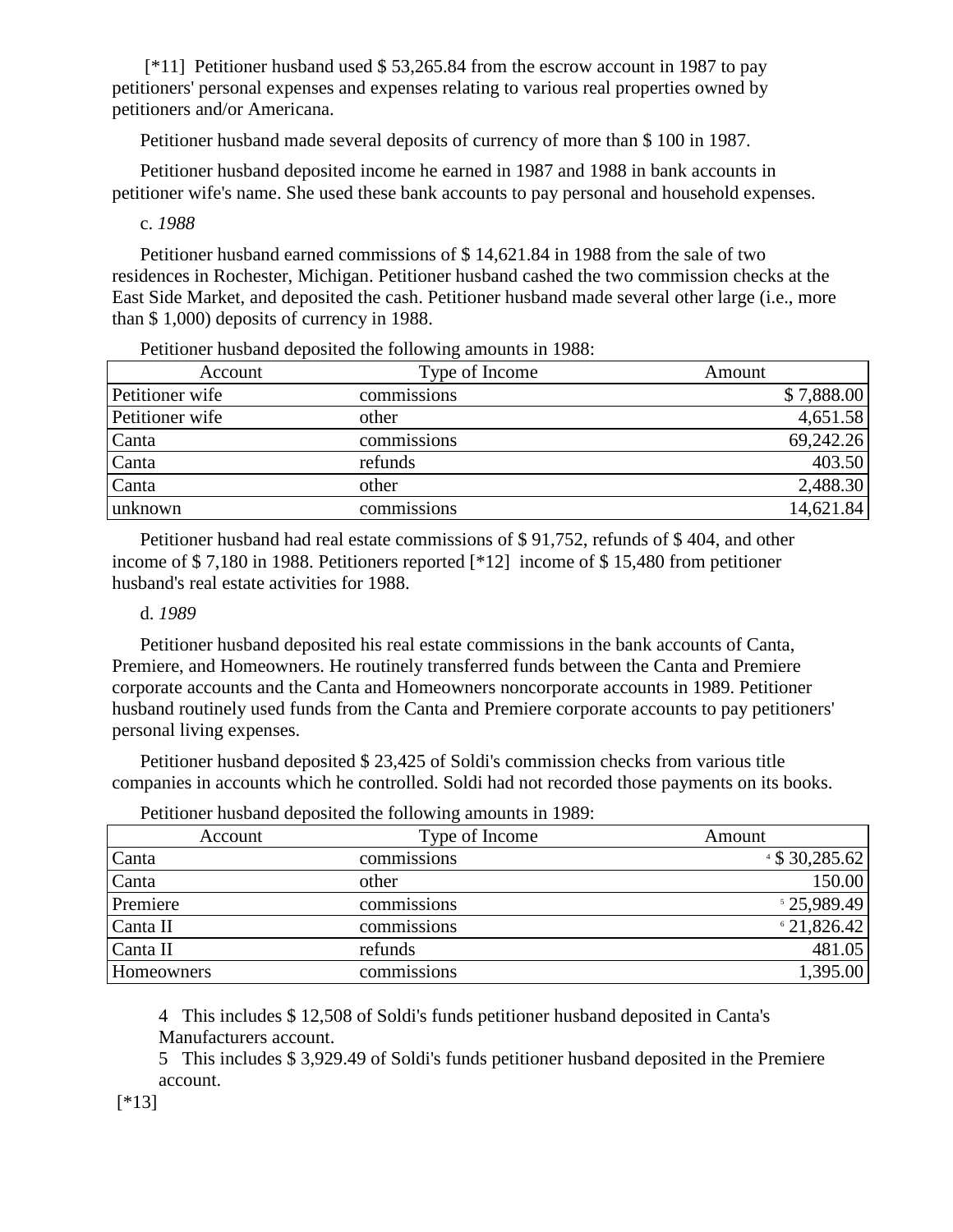[*11] Petitioner husband used $ 53,265.84 from the escrow account in 1987 to pay petitioners' personal expenses and expenses relating to various real properties owned by petitioners and/or Americana.

Petitioner husband made several deposits of currency of more than $ 100 in 1987.

Petitioner husband deposited income he earned in 1987 and 1988 in bank accounts in petitioner wife's name. She used these bank accounts to pay personal and household expenses.

c. *1988*

Petitioner husband earned commissions of $ 14,621.84 in 1988 from the sale of two residences in Rochester, Michigan. Petitioner husband cashed the two commission checks at the East Side Market, and deposited the cash. Petitioner husband made several other large (i.e., more than $ 1,000) deposits of currency in 1988.

Petitioner husband deposited the following amounts in 1988:

| Account | Type of Income | Amount |
|---|---|---|
| Petitioner wife | commissions | $ 7,888.00 |
| Petitioner wife | other | 4,651.58 |
| Canta | commissions | 69,242.26 |
| Canta | refunds | 403.50 |
| Canta | other | 2,488.30 |
| unknown | commissions | 14,621.84 |

Petitioner husband had real estate commissions of $ 91,752, refunds of $ 404, and other income of $ 7,180 in 1988. Petitioners reported [*12] income of $ 15,480 from petitioner husband's real estate activities for 1988.

d. *1989*

Petitioner husband deposited his real estate commissions in the bank accounts of Canta, Premiere, and Homeowners. He routinely transferred funds between the Canta and Premiere corporate accounts and the Canta and Homeowners noncorporate accounts in 1989. Petitioner husband routinely used funds from the Canta and Premiere corporate accounts to pay petitioners' personal living expenses.

Petitioner husband deposited $ 23,425 of Soldi's commission checks from various title companies in accounts which he controlled. Soldi had not recorded those payments on its books.

Petitioner husband deposited the following amounts in 1989:

| Account | Type of Income | Amount |
|---|---|---|
| Canta | commissions | [4] $ 30,285.62 |
| Canta | other | 150.00 |
| Premiere | commissions | [5] 25,989.49 |
| Canta II | commissions | [6] 21,826.42 |
| Canta II | refunds | 481.05 |
| Homeowners | commissions | 1,395.00 |

4 This includes $ 12,508 of Soldi's funds petitioner husband deposited in Canta's Manufacturers account.

5 This includes $ 3,929.49 of Soldi's funds petitioner husband deposited in the Premiere account.

[*13]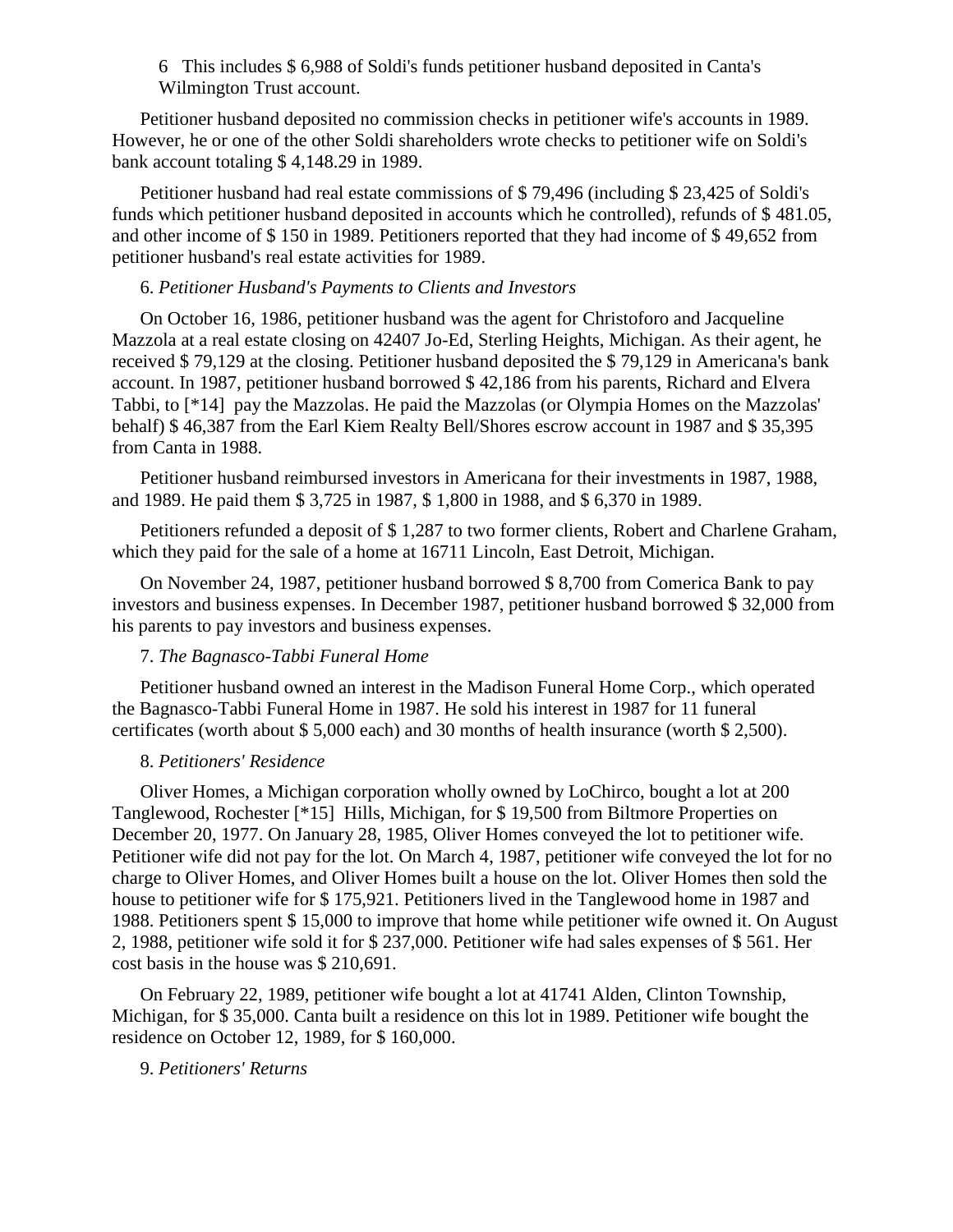6 This includes $ 6,988 of Soldi's funds petitioner husband deposited in Canta's Wilmington Trust account.

Petitioner husband deposited no commission checks in petitioner wife's accounts in 1989. However, he or one of the other Soldi shareholders wrote checks to petitioner wife on Soldi's bank account totaling $ 4,148.29 in 1989.

Petitioner husband had real estate commissions of $ 79,496 (including $ 23,425 of Soldi's funds which petitioner husband deposited in accounts which he controlled), refunds of $ 481.05, and other income of $ 150 in 1989. Petitioners reported that they had income of $ 49,652 from petitioner husband's real estate activities for 1989.

6. *Petitioner Husband's Payments to Clients and Investors*

On October 16, 1986, petitioner husband was the agent for Christoforo and Jacqueline Mazzola at a real estate closing on 42407 Jo-Ed, Sterling Heights, Michigan. As their agent, he received $ 79,129 at the closing. Petitioner husband deposited the $ 79,129 in Americana's bank account. In 1987, petitioner husband borrowed $ 42,186 from his parents, Richard and Elvera Tabbi, to [*14] pay the Mazzolas. He paid the Mazzolas (or Olympia Homes on the Mazzolas' behalf) $ 46,387 from the Earl Kiem Realty Bell/Shores escrow account in 1987 and $ 35,395 from Canta in 1988.

Petitioner husband reimbursed investors in Americana for their investments in 1987, 1988, and 1989. He paid them $ 3,725 in 1987, $ 1,800 in 1988, and $ 6,370 in 1989.

Petitioners refunded a deposit of $ 1,287 to two former clients, Robert and Charlene Graham, which they paid for the sale of a home at 16711 Lincoln, East Detroit, Michigan.

On November 24, 1987, petitioner husband borrowed $ 8,700 from Comerica Bank to pay investors and business expenses. In December 1987, petitioner husband borrowed $ 32,000 from his parents to pay investors and business expenses.

7. *The Bagnasco-Tabbi Funeral Home*

Petitioner husband owned an interest in the Madison Funeral Home Corp., which operated the Bagnasco-Tabbi Funeral Home in 1987. He sold his interest in 1987 for 11 funeral certificates (worth about $ 5,000 each) and 30 months of health insurance (worth $ 2,500).

8. *Petitioners' Residence*

Oliver Homes, a Michigan corporation wholly owned by LoChirco, bought a lot at 200 Tanglewood, Rochester [*15] Hills, Michigan, for $ 19,500 from Biltmore Properties on December 20, 1977. On January 28, 1985, Oliver Homes conveyed the lot to petitioner wife. Petitioner wife did not pay for the lot. On March 4, 1987, petitioner wife conveyed the lot for no charge to Oliver Homes, and Oliver Homes built a house on the lot. Oliver Homes then sold the house to petitioner wife for $ 175,921. Petitioners lived in the Tanglewood home in 1987 and 1988. Petitioners spent $ 15,000 to improve that home while petitioner wife owned it. On August 2, 1988, petitioner wife sold it for $ 237,000. Petitioner wife had sales expenses of $ 561. Her cost basis in the house was $ 210,691.

On February 22, 1989, petitioner wife bought a lot at 41741 Alden, Clinton Township, Michigan, for $ 35,000. Canta built a residence on this lot in 1989. Petitioner wife bought the residence on October 12, 1989, for $ 160,000.

9. *Petitioners' Returns*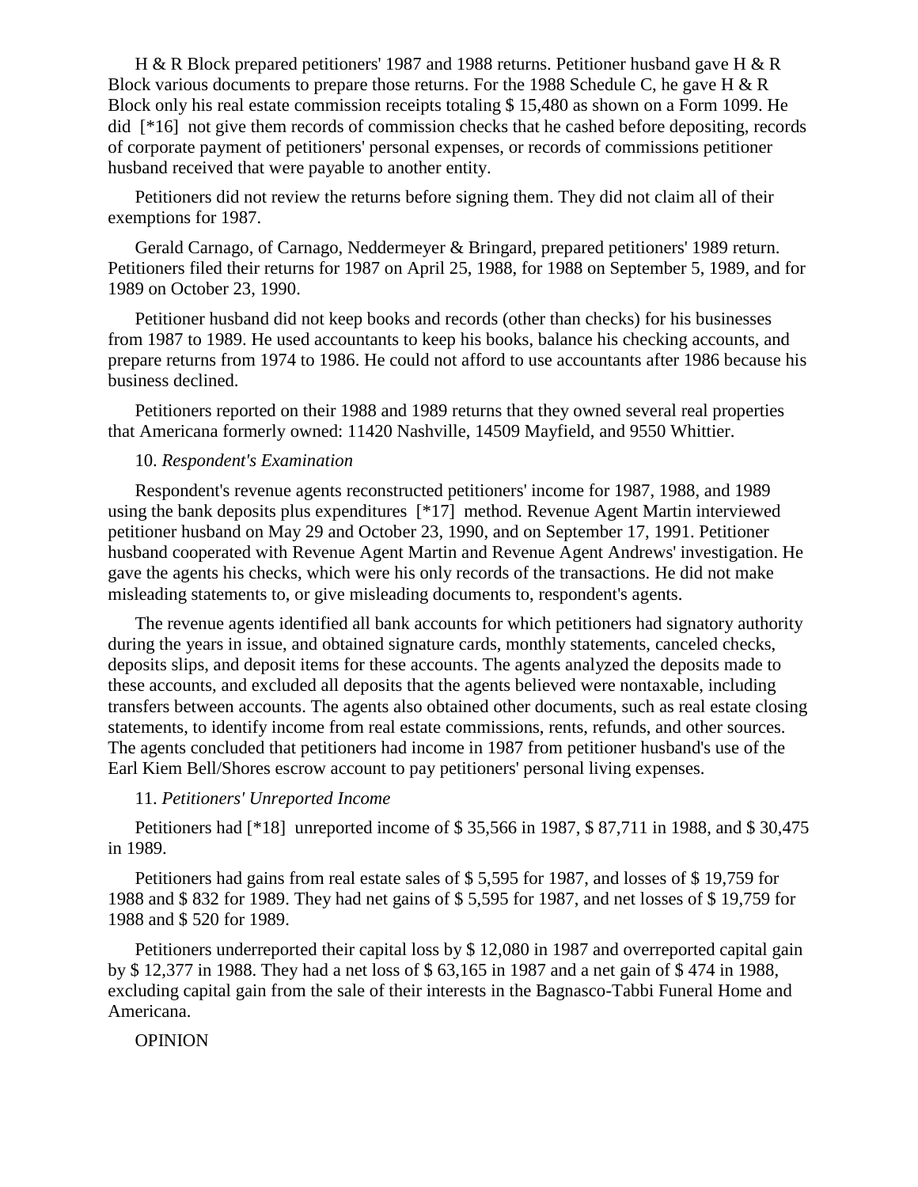H & R Block prepared petitioners' 1987 and 1988 returns. Petitioner husband gave H & R Block various documents to prepare those returns. For the 1988 Schedule C, he gave H & R Block only his real estate commission receipts totaling $ 15,480 as shown on a Form 1099. He did [*16] not give them records of commission checks that he cashed before depositing, records of corporate payment of petitioners' personal expenses, or records of commissions petitioner husband received that were payable to another entity.

Petitioners did not review the returns before signing them. They did not claim all of their exemptions for 1987.

Gerald Carnago, of Carnago, Neddermeyer & Bringard, prepared petitioners' 1989 return. Petitioners filed their returns for 1987 on April 25, 1988, for 1988 on September 5, 1989, and for 1989 on October 23, 1990.

Petitioner husband did not keep books and records (other than checks) for his businesses from 1987 to 1989. He used accountants to keep his books, balance his checking accounts, and prepare returns from 1974 to 1986. He could not afford to use accountants after 1986 because his business declined.

Petitioners reported on their 1988 and 1989 returns that they owned several real properties that Americana formerly owned: 11420 Nashville, 14509 Mayfield, and 9550 Whittier.

10. *Respondent's Examination*

Respondent's revenue agents reconstructed petitioners' income for 1987, 1988, and 1989 using the bank deposits plus expenditures [*17] method. Revenue Agent Martin interviewed petitioner husband on May 29 and October 23, 1990, and on September 17, 1991. Petitioner husband cooperated with Revenue Agent Martin and Revenue Agent Andrews' investigation. He gave the agents his checks, which were his only records of the transactions. He did not make misleading statements to, or give misleading documents to, respondent's agents.

The revenue agents identified all bank accounts for which petitioners had signatory authority during the years in issue, and obtained signature cards, monthly statements, canceled checks, deposits slips, and deposit items for these accounts. The agents analyzed the deposits made to these accounts, and excluded all deposits that the agents believed were nontaxable, including transfers between accounts. The agents also obtained other documents, such as real estate closing statements, to identify income from real estate commissions, rents, refunds, and other sources. The agents concluded that petitioners had income in 1987 from petitioner husband's use of the Earl Kiem Bell/Shores escrow account to pay petitioners' personal living expenses.

11. *Petitioners' Unreported Income*

Petitioners had [*18] unreported income of $ 35,566 in 1987, $ 87,711 in 1988, and $ 30,475 in 1989.

Petitioners had gains from real estate sales of $ 5,595 for 1987, and losses of $ 19,759 for 1988 and $ 832 for 1989. They had net gains of $ 5,595 for 1987, and net losses of $ 19,759 for 1988 and $ 520 for 1989.

Petitioners underreported their capital loss by $ 12,080 in 1987 and overreported capital gain by $ 12,377 in 1988. They had a net loss of $ 63,165 in 1987 and a net gain of $ 474 in 1988, excluding capital gain from the sale of their interests in the Bagnasco-Tabbi Funeral Home and Americana.

OPINION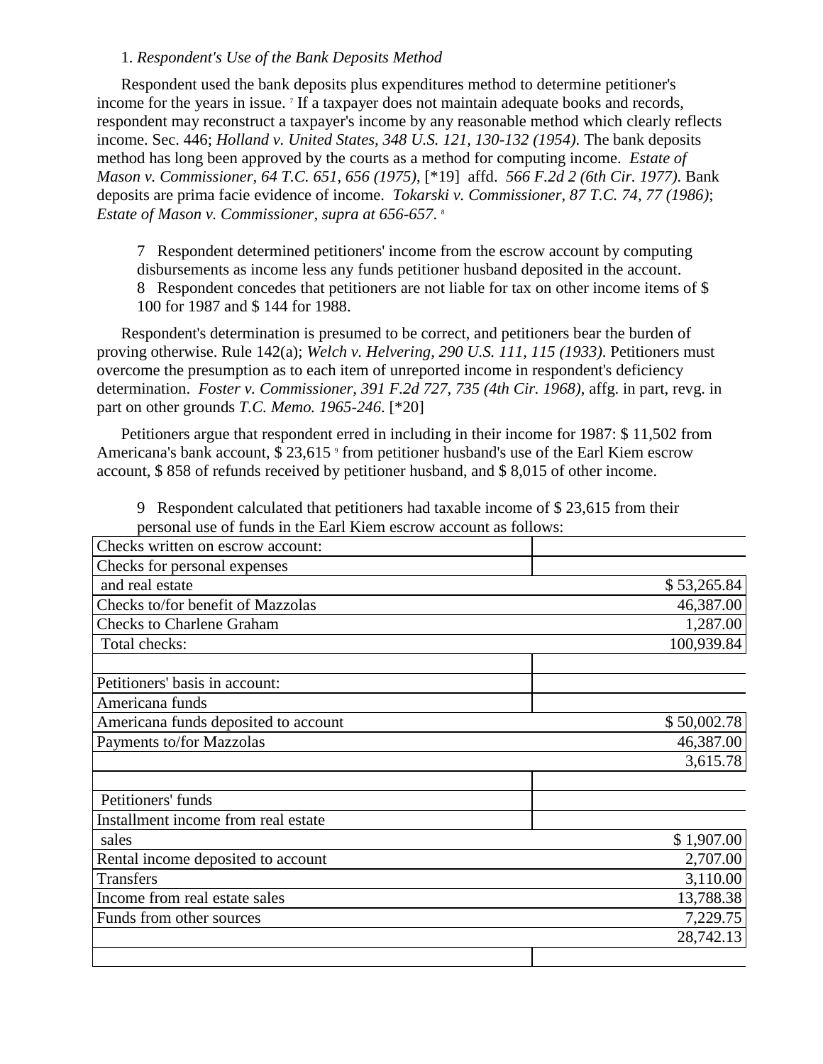1. *Respondent's Use of the Bank Deposits Method*

Respondent used the bank deposits plus expenditures method to determine petitioner's income for the years in issue. [7] If a taxpayer does not maintain adequate books and records, respondent may reconstruct a taxpayer's income by any reasonable method which clearly reflects income. Sec. 446; *Holland v. United States, 348 U.S. 121, 130-132 (1954).* The bank deposits method has long been approved by the courts as a method for computing income. *Estate of Mason v. Commissioner, 64 T.C. 651, 656 (1975),* [*19] affd. *566 F.2d 2 (6th Cir. 1977).* Bank deposits are prima facie evidence of income. *Tokarski v. Commissioner, 87 T.C. 74, 77 (1986)*; *Estate of Mason v. Commissioner, supra at 656-657*. [8]

7 Respondent determined petitioners' income from the escrow account by computing disbursements as income less any funds petitioner husband deposited in the account.

8 Respondent concedes that petitioners are not liable for tax on other income items of $ 100 for 1987 and $ 144 for 1988.

Respondent's determination is presumed to be correct, and petitioners bear the burden of proving otherwise. Rule 142(a); *Welch v. Helvering, 290 U.S. 111, 115 (1933).* Petitioners must overcome the presumption as to each item of unreported income in respondent's deficiency determination. *Foster v. Commissioner, 391 F.2d 727, 735 (4th Cir. 1968)*, affg. in part, revg. in part on other grounds *T.C. Memo. 1965-246*. [*20]

Petitioners argue that respondent erred in including in their income for 1987: $ 11,502 from Americana's bank account, $ 23,615 [9] from petitioner husband's use of the Earl Kiem escrow account, $ 858 of refunds received by petitioner husband, and $ 8,015 of other income.

9 Respondent calculated that petitioners had taxable income of $ 23,615 from their personal use of funds in the Earl Kiem escrow account as follows:

| | |
|---|---|
| Checks written on escrow account: | |
| Checks for personal expenses | |
| and real estate | $ 53,265.84 |
| Checks to/for benefit of Mazzolas | 46,387.00 |
| Checks to Charlene Graham | 1,287.00 |
| Total checks: | 100,939.84 |
| | |
| Petitioners' basis in account: | |
| Americana funds | |
| Americana funds deposited to account | $ 50,002.78 |
| Payments to/for Mazzolas | 46,387.00 |
| | 3,615.78 |
| | |
| Petitioners' funds | |
| Installment income from real estate | |
| sales | $ 1,907.00 |
| Rental income deposited to account | 2,707.00 |
| Transfers | 3,110.00 |
| Income from real estate sales | 13,788.38 |
| Funds from other sources | 7,229.75 |
| | 28,742.13 |
| | |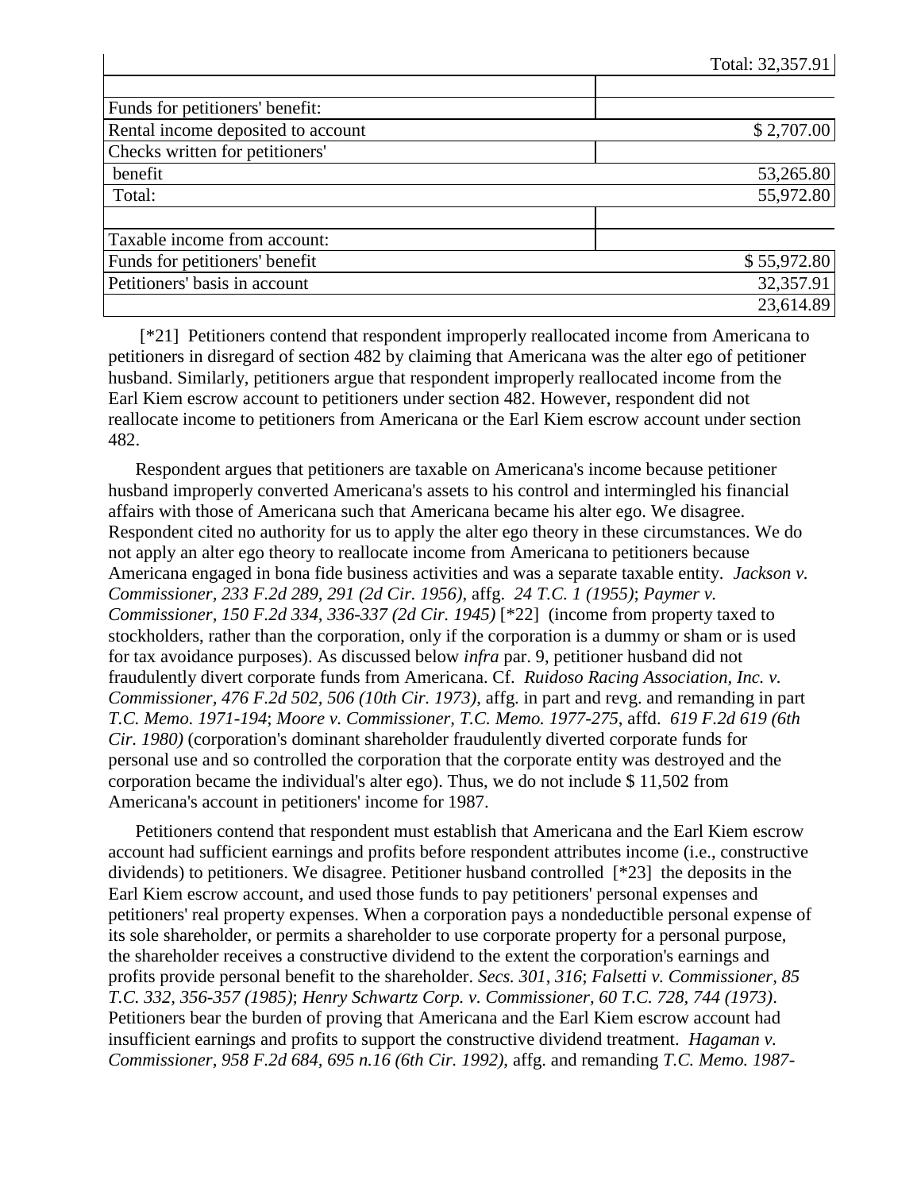| | |
|---|---|
| | Total: 32,357.91 |
| | |
| Funds for petitioners' benefit: | |
| Rental income deposited to account | $ 2,707.00 |
| Checks written for petitioners' | |
| benefit | 53,265.80 |
| Total: | 55,972.80 |
| | |
| Taxable income from account: | |
| Funds for petitioners' benefit | $ 55,972.80 |
| Petitioners' basis in account | 32,357.91 |
| | 23,614.89 |

[*21] Petitioners contend that respondent improperly reallocated income from Americana to petitioners in disregard of section 482 by claiming that Americana was the alter ego of petitioner husband. Similarly, petitioners argue that respondent improperly reallocated income from the Earl Kiem escrow account to petitioners under section 482. However, respondent did not reallocate income to petitioners from Americana or the Earl Kiem escrow account under section 482.

Respondent argues that petitioners are taxable on Americana's income because petitioner husband improperly converted Americana's assets to his control and intermingled his financial affairs with those of Americana such that Americana became his alter ego. We disagree. Respondent cited no authority for us to apply the alter ego theory in these circumstances. We do not apply an alter ego theory to reallocate income from Americana to petitioners because Americana engaged in bona fide business activities and was a separate taxable entity. *Jackson v. Commissioner, 233 F.2d 289, 291 (2d Cir. 1956)*, affg. *24 T.C. 1 (1955)*; *Paymer v. Commissioner, 150 F.2d 334, 336-337 (2d Cir. 1945)* [*22] (income from property taxed to stockholders, rather than the corporation, only if the corporation is a dummy or sham or is used for tax avoidance purposes). As discussed below *infra* par. 9, petitioner husband did not fraudulently divert corporate funds from Americana. Cf. *Ruidoso Racing Association, Inc. v. Commissioner, 476 F.2d 502, 506 (10th Cir. 1973)*, affg. in part and revg. and remanding in part *T.C. Memo. 1971-194*; *Moore v. Commissioner, T.C. Memo. 1977-275*, affd. *619 F.2d 619 (6th Cir. 1980)* (corporation's dominant shareholder fraudulently diverted corporate funds for personal use and so controlled the corporation that the corporate entity was destroyed and the corporation became the individual's alter ego). Thus, we do not include $ 11,502 from Americana's account in petitioners' income for 1987.

Petitioners contend that respondent must establish that Americana and the Earl Kiem escrow account had sufficient earnings and profits before respondent attributes income (i.e., constructive dividends) to petitioners. We disagree. Petitioner husband controlled [*23] the deposits in the Earl Kiem escrow account, and used those funds to pay petitioners' personal expenses and petitioners' real property expenses. When a corporation pays a nondeductible personal expense of its sole shareholder, or permits a shareholder to use corporate property for a personal purpose, the shareholder receives a constructive dividend to the extent the corporation's earnings and profits provide personal benefit to the shareholder. *Secs. 301, 316*; *Falsetti v. Commissioner, 85 T.C. 332, 356-357 (1985)*; *Henry Schwartz Corp. v. Commissioner, 60 T.C. 728, 744 (1973)*. Petitioners bear the burden of proving that Americana and the Earl Kiem escrow account had insufficient earnings and profits to support the constructive dividend treatment. *Hagaman v. Commissioner, 958 F.2d 684, 695 n.16 (6th Cir. 1992)*, affg. and remanding *T.C. Memo. 1987-*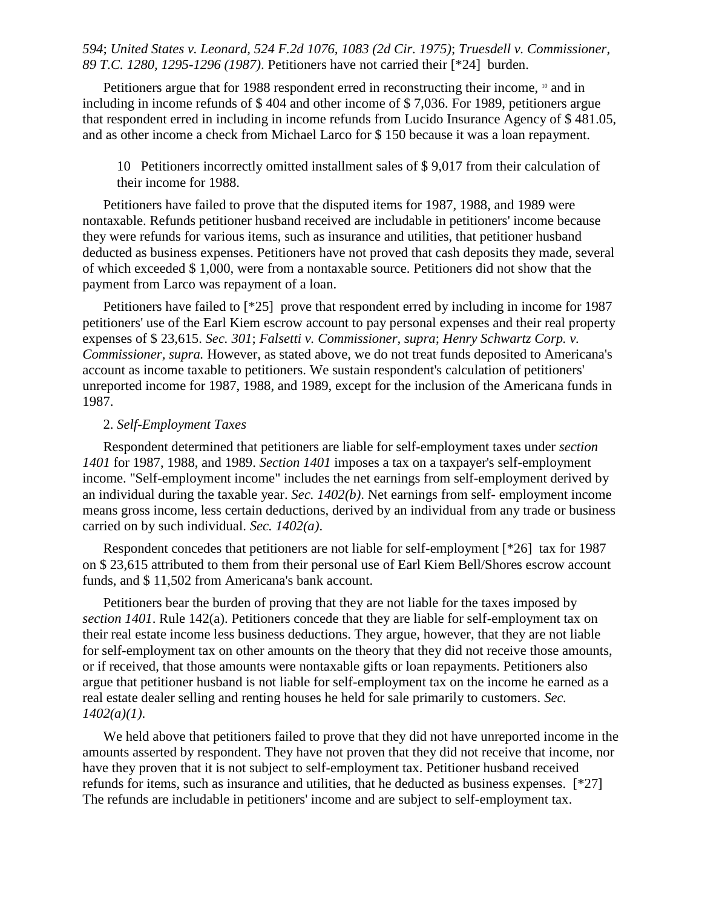*594*; *United States v. Leonard, 524 F.2d 1076, 1083 (2d Cir. 1975)*; *Truesdell v. Commissioner, 89 T.C. 1280, 1295-1296 (1987)*. Petitioners have not carried their [*24] burden.

Petitioners argue that for 1988 respondent erred in reconstructing their income, [10] and in including in income refunds of $ 404 and other income of $ 7,036. For 1989, petitioners argue that respondent erred in including in income refunds from Lucido Insurance Agency of $ 481.05, and as other income a check from Michael Larco for $ 150 because it was a loan repayment.

> 10 Petitioners incorrectly omitted installment sales of $ 9,017 from their calculation of their income for 1988.

Petitioners have failed to prove that the disputed items for 1987, 1988, and 1989 were nontaxable. Refunds petitioner husband received are includable in petitioners' income because they were refunds for various items, such as insurance and utilities, that petitioner husband deducted as business expenses. Petitioners have not proved that cash deposits they made, several of which exceeded $ 1,000, were from a nontaxable source. Petitioners did not show that the payment from Larco was repayment of a loan.

Petitioners have failed to [*25] prove that respondent erred by including in income for 1987 petitioners' use of the Earl Kiem escrow account to pay personal expenses and their real property expenses of $ 23,615. *Sec. 301*; *Falsetti v. Commissioner, supra*; *Henry Schwartz Corp. v. Commissioner, supra.* However, as stated above, we do not treat funds deposited to Americana's account as income taxable to petitioners. We sustain respondent's calculation of petitioners' unreported income for 1987, 1988, and 1989, except for the inclusion of the Americana funds in 1987.

2. *Self-Employment Taxes*

Respondent determined that petitioners are liable for self-employment taxes under *section 1401* for 1987, 1988, and 1989. *Section 1401* imposes a tax on a taxpayer's self-employment income. "Self-employment income" includes the net earnings from self-employment derived by an individual during the taxable year. *Sec. 1402(b)*. Net earnings from self- employment income means gross income, less certain deductions, derived by an individual from any trade or business carried on by such individual. *Sec. 1402(a)*.

Respondent concedes that petitioners are not liable for self-employment [*26] tax for 1987 on $ 23,615 attributed to them from their personal use of Earl Kiem Bell/Shores escrow account funds, and $ 11,502 from Americana's bank account.

Petitioners bear the burden of proving that they are not liable for the taxes imposed by *section 1401*. Rule 142(a). Petitioners concede that they are liable for self-employment tax on their real estate income less business deductions. They argue, however, that they are not liable for self-employment tax on other amounts on the theory that they did not receive those amounts, or if received, that those amounts were nontaxable gifts or loan repayments. Petitioners also argue that petitioner husband is not liable for self-employment tax on the income he earned as a real estate dealer selling and renting houses he held for sale primarily to customers. *Sec. 1402(a)(1)*.

We held above that petitioners failed to prove that they did not have unreported income in the amounts asserted by respondent. They have not proven that they did not receive that income, nor have they proven that it is not subject to self-employment tax. Petitioner husband received refunds for items, such as insurance and utilities, that he deducted as business expenses. [*27] The refunds are includable in petitioners' income and are subject to self-employment tax.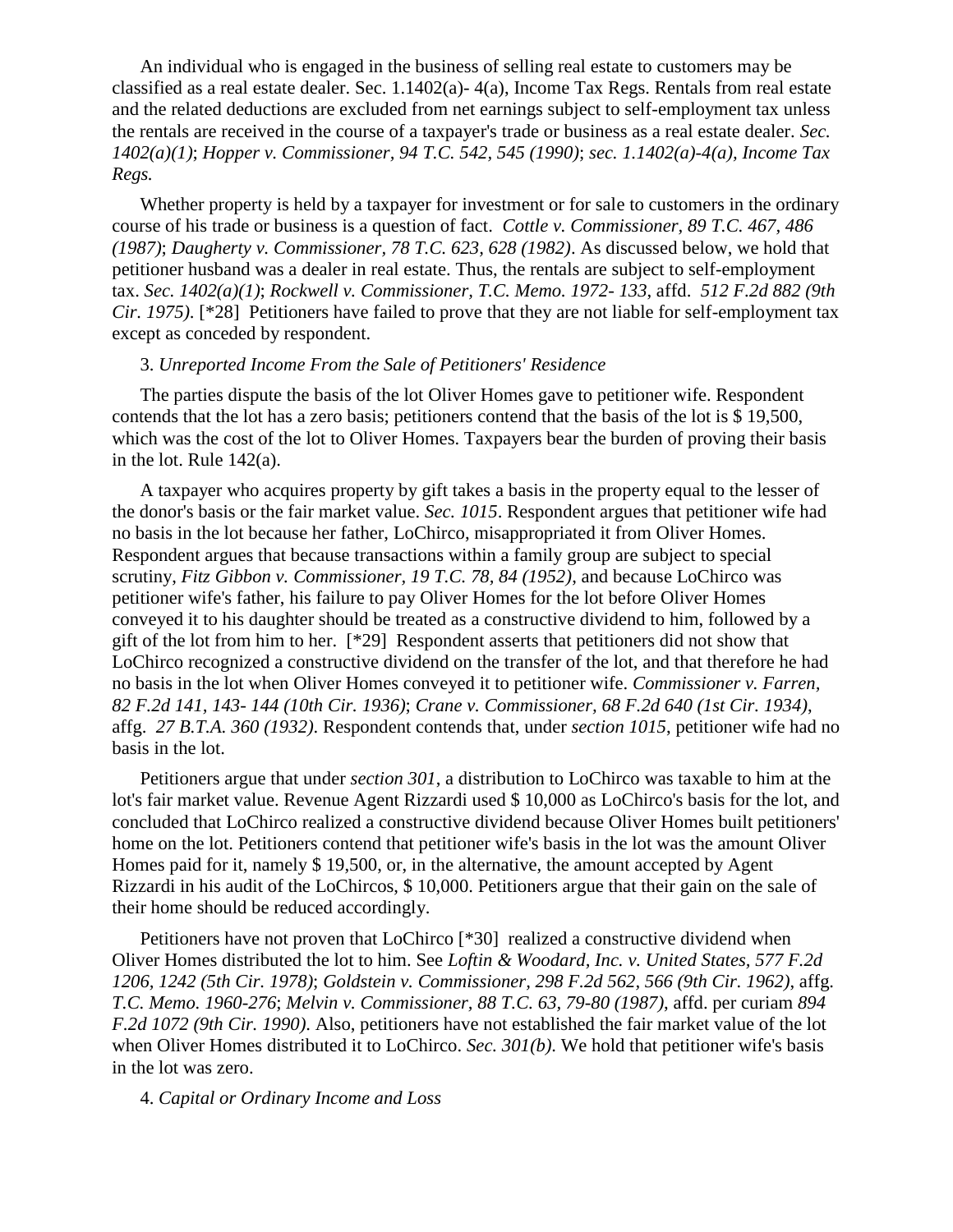An individual who is engaged in the business of selling real estate to customers may be classified as a real estate dealer. Sec. 1.1402(a)- 4(a), Income Tax Regs. Rentals from real estate and the related deductions are excluded from net earnings subject to self-employment tax unless the rentals are received in the course of a taxpayer's trade or business as a real estate dealer. *Sec. 1402(a)(1)*; *Hopper v. Commissioner, 94 T.C. 542, 545 (1990)*; *sec. 1.1402(a)-4(a), Income Tax Regs.*

Whether property is held by a taxpayer for investment or for sale to customers in the ordinary course of his trade or business is a question of fact. *Cottle v. Commissioner, 89 T.C. 467, 486 (1987)*; *Daugherty v. Commissioner, 78 T.C. 623, 628 (1982)*. As discussed below, we hold that petitioner husband was a dealer in real estate. Thus, the rentals are subject to self-employment tax. *Sec. 1402(a)(1)*; *Rockwell v. Commissioner, T.C. Memo. 1972- 133*, affd. *512 F.2d 882 (9th Cir. 1975)*. [*28] Petitioners have failed to prove that they are not liable for self-employment tax except as conceded by respondent.

3. *Unreported Income From the Sale of Petitioners' Residence*

The parties dispute the basis of the lot Oliver Homes gave to petitioner wife. Respondent contends that the lot has a zero basis; petitioners contend that the basis of the lot is $ 19,500, which was the cost of the lot to Oliver Homes. Taxpayers bear the burden of proving their basis in the lot. Rule 142(a).

A taxpayer who acquires property by gift takes a basis in the property equal to the lesser of the donor's basis or the fair market value. *Sec. 1015*. Respondent argues that petitioner wife had no basis in the lot because her father, LoChirco, misappropriated it from Oliver Homes. Respondent argues that because transactions within a family group are subject to special scrutiny, *Fitz Gibbon v. Commissioner, 19 T.C. 78, 84 (1952)*, and because LoChirco was petitioner wife's father, his failure to pay Oliver Homes for the lot before Oliver Homes conveyed it to his daughter should be treated as a constructive dividend to him, followed by a gift of the lot from him to her. [*29] Respondent asserts that petitioners did not show that LoChirco recognized a constructive dividend on the transfer of the lot, and that therefore he had no basis in the lot when Oliver Homes conveyed it to petitioner wife. *Commissioner v. Farren, 82 F.2d 141, 143- 144 (10th Cir. 1936)*; *Crane v. Commissioner, 68 F.2d 640 (1st Cir. 1934)*, affg. *27 B.T.A. 360 (1932)*. Respondent contends that, under *section 1015*, petitioner wife had no basis in the lot.

Petitioners argue that under *section 301*, a distribution to LoChirco was taxable to him at the lot's fair market value. Revenue Agent Rizzardi used $ 10,000 as LoChirco's basis for the lot, and concluded that LoChirco realized a constructive dividend because Oliver Homes built petitioners' home on the lot. Petitioners contend that petitioner wife's basis in the lot was the amount Oliver Homes paid for it, namely $ 19,500, or, in the alternative, the amount accepted by Agent Rizzardi in his audit of the LoChircos, $ 10,000. Petitioners argue that their gain on the sale of their home should be reduced accordingly.

Petitioners have not proven that LoChirco [*30] realized a constructive dividend when Oliver Homes distributed the lot to him. See *Loftin & Woodard, Inc. v. United States, 577 F.2d 1206, 1242 (5th Cir. 1978)*; *Goldstein v. Commissioner, 298 F.2d 562, 566 (9th Cir. 1962)*, affg. *T.C. Memo. 1960-276*; *Melvin v. Commissioner, 88 T.C. 63, 79-80 (1987)*, affd. per curiam *894 F.2d 1072 (9th Cir. 1990)*. Also, petitioners have not established the fair market value of the lot when Oliver Homes distributed it to LoChirco. *Sec. 301(b)*. We hold that petitioner wife's basis in the lot was zero.

4. *Capital or Ordinary Income and Loss*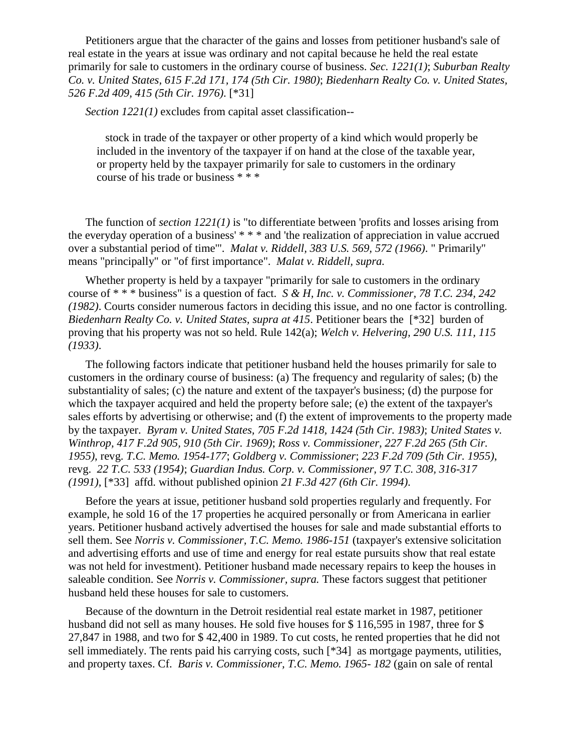Petitioners argue that the character of the gains and losses from petitioner husband's sale of real estate in the years at issue was ordinary and not capital because he held the real estate primarily for sale to customers in the ordinary course of business. *Sec. 1221(1)*; *Suburban Realty Co. v. United States, 615 F.2d 171, 174 (5th Cir. 1980)*; *Biedenharn Realty Co. v. United States, 526 F.2d 409, 415 (5th Cir. 1976)*. [*31]

*Section 1221(1)* excludes from capital asset classification--

> stock in trade of the taxpayer or other property of a kind which would properly be included in the inventory of the taxpayer if on hand at the close of the taxable year, or property held by the taxpayer primarily for sale to customers in the ordinary course of his trade or business * * *

The function of *section 1221(1)* is "to differentiate between 'profits and losses arising from the everyday operation of a business' * * * and 'the realization of appreciation in value accrued over a substantial period of time'". *Malat v. Riddell, 383 U.S. 569, 572 (1966)*. " Primarily" means "principally" or "of first importance". *Malat v. Riddell, supra.*

Whether property is held by a taxpayer "primarily for sale to customers in the ordinary course of * * * business" is a question of fact. *S & H, Inc. v. Commissioner, 78 T.C. 234, 242 (1982)*. Courts consider numerous factors in deciding this issue, and no one factor is controlling. *Biedenharn Realty Co. v. United States, supra at 415*. Petitioner bears the [*32] burden of proving that his property was not so held. Rule 142(a); *Welch v. Helvering, 290 U.S. 111, 115 (1933)*.

The following factors indicate that petitioner husband held the houses primarily for sale to customers in the ordinary course of business: (a) The frequency and regularity of sales; (b) the substantiality of sales; (c) the nature and extent of the taxpayer's business; (d) the purpose for which the taxpayer acquired and held the property before sale; (e) the extent of the taxpayer's sales efforts by advertising or otherwise; and (f) the extent of improvements to the property made by the taxpayer. *Byram v. United States, 705 F.2d 1418, 1424 (5th Cir. 1983)*; *United States v. Winthrop, 417 F.2d 905, 910 (5th Cir. 1969)*; *Ross v. Commissioner, 227 F.2d 265 (5th Cir. 1955)*, revg. *T.C. Memo. 1954-177*; *Goldberg v. Commissioner*; *223 F.2d 709 (5th Cir. 1955)*, revg. *22 T.C. 533 (1954)*; *Guardian Indus. Corp. v. Commissioner, 97 T.C. 308, 316-317 (1991)*, [*33] affd. without published opinion *21 F.3d 427 (6th Cir. 1994)*.

Before the years at issue, petitioner husband sold properties regularly and frequently. For example, he sold 16 of the 17 properties he acquired personally or from Americana in earlier years. Petitioner husband actively advertised the houses for sale and made substantial efforts to sell them. See *Norris v. Commissioner, T.C. Memo. 1986-151* (taxpayer's extensive solicitation and advertising efforts and use of time and energy for real estate pursuits show that real estate was not held for investment). Petitioner husband made necessary repairs to keep the houses in saleable condition. See *Norris v. Commissioner, supra.* These factors suggest that petitioner husband held these houses for sale to customers.

Because of the downturn in the Detroit residential real estate market in 1987, petitioner husband did not sell as many houses. He sold five houses for $ 116,595 in 1987, three for $ 27,847 in 1988, and two for $ 42,400 in 1989. To cut costs, he rented properties that he did not sell immediately. The rents paid his carrying costs, such [*34] as mortgage payments, utilities, and property taxes. Cf. *Baris v. Commissioner, T.C. Memo. 1965- 182* (gain on sale of rental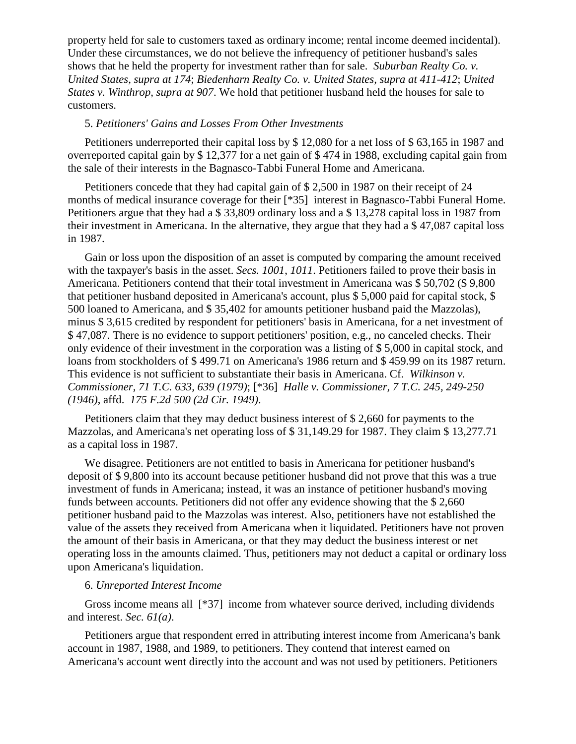property held for sale to customers taxed as ordinary income; rental income deemed incidental). Under these circumstances, we do not believe the infrequency of petitioner husband's sales shows that he held the property for investment rather than for sale. *Suburban Realty Co. v. United States, supra at 174*; *Biedenharn Realty Co. v. United States, supra at 411-412*; *United States v. Winthrop, supra at 907*. We hold that petitioner husband held the houses for sale to customers.

5. *Petitioners' Gains and Losses From Other Investments*

Petitioners underreported their capital loss by $ 12,080 for a net loss of $ 63,165 in 1987 and overreported capital gain by $ 12,377 for a net gain of $ 474 in 1988, excluding capital gain from the sale of their interests in the Bagnasco-Tabbi Funeral Home and Americana.

Petitioners concede that they had capital gain of $ 2,500 in 1987 on their receipt of 24 months of medical insurance coverage for their [*35] interest in Bagnasco-Tabbi Funeral Home. Petitioners argue that they had a $ 33,809 ordinary loss and a $ 13,278 capital loss in 1987 from their investment in Americana. In the alternative, they argue that they had a $ 47,087 capital loss in 1987.

Gain or loss upon the disposition of an asset is computed by comparing the amount received with the taxpayer's basis in the asset. *Secs. 1001, 1011*. Petitioners failed to prove their basis in Americana. Petitioners contend that their total investment in Americana was $ 50,702 ($ 9,800 that petitioner husband deposited in Americana's account, plus $ 5,000 paid for capital stock, $ 500 loaned to Americana, and $ 35,402 for amounts petitioner husband paid the Mazzolas), minus $ 3,615 credited by respondent for petitioners' basis in Americana, for a net investment of $ 47,087. There is no evidence to support petitioners' position, e.g., no canceled checks. Their only evidence of their investment in the corporation was a listing of $ 5,000 in capital stock, and loans from stockholders of $ 499.71 on Americana's 1986 return and $ 459.99 on its 1987 return. This evidence is not sufficient to substantiate their basis in Americana. Cf. *Wilkinson v. Commissioner, 71 T.C. 633, 639 (1979)*; [*36] *Halle v. Commissioner, 7 T.C. 245, 249-250 (1946)*, affd. *175 F.2d 500 (2d Cir. 1949)*.

Petitioners claim that they may deduct business interest of $ 2,660 for payments to the Mazzolas, and Americana's net operating loss of $ 31,149.29 for 1987. They claim $ 13,277.71 as a capital loss in 1987.

We disagree. Petitioners are not entitled to basis in Americana for petitioner husband's deposit of $ 9,800 into its account because petitioner husband did not prove that this was a true investment of funds in Americana; instead, it was an instance of petitioner husband's moving funds between accounts. Petitioners did not offer any evidence showing that the $ 2,660 petitioner husband paid to the Mazzolas was interest. Also, petitioners have not established the value of the assets they received from Americana when it liquidated. Petitioners have not proven the amount of their basis in Americana, or that they may deduct the business interest or net operating loss in the amounts claimed. Thus, petitioners may not deduct a capital or ordinary loss upon Americana's liquidation.

6. *Unreported Interest Income*

Gross income means all [*37] income from whatever source derived, including dividends and interest. *Sec. 61(a)*.

Petitioners argue that respondent erred in attributing interest income from Americana's bank account in 1987, 1988, and 1989, to petitioners. They contend that interest earned on Americana's account went directly into the account and was not used by petitioners. Petitioners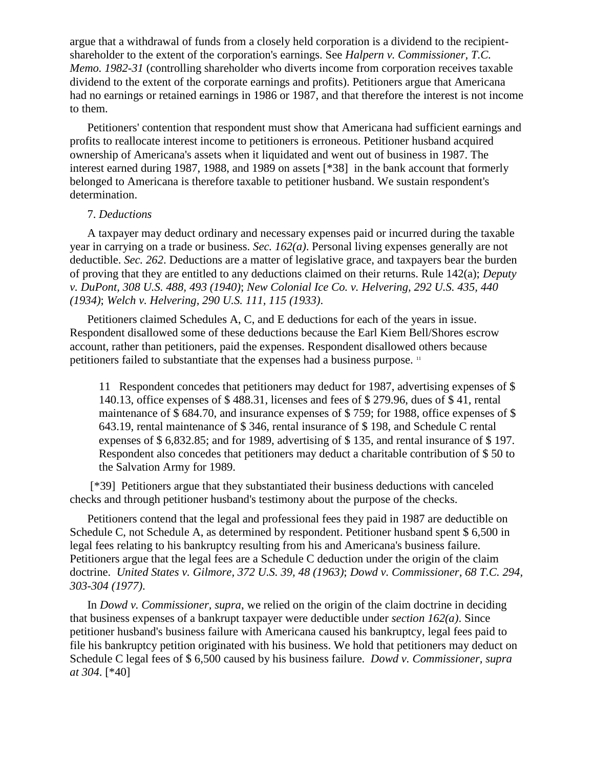argue that a withdrawal of funds from a closely held corporation is a dividend to the recipient-shareholder to the extent of the corporation's earnings. See *Halpern v. Commissioner, T.C. Memo. 1982-31* (controlling shareholder who diverts income from corporation receives taxable dividend to the extent of the corporate earnings and profits). Petitioners argue that Americana had no earnings or retained earnings in 1986 or 1987, and that therefore the interest is not income to them.

Petitioners' contention that respondent must show that Americana had sufficient earnings and profits to reallocate interest income to petitioners is erroneous. Petitioner husband acquired ownership of Americana's assets when it liquidated and went out of business in 1987. The interest earned during 1987, 1988, and 1989 on assets [*38] in the bank account that formerly belonged to Americana is therefore taxable to petitioner husband. We sustain respondent's determination.

7. *Deductions*

A taxpayer may deduct ordinary and necessary expenses paid or incurred during the taxable year in carrying on a trade or business. *Sec. 162(a)*. Personal living expenses generally are not deductible. *Sec. 262*. Deductions are a matter of legislative grace, and taxpayers bear the burden of proving that they are entitled to any deductions claimed on their returns. Rule 142(a); *Deputy v. DuPont, 308 U.S. 488, 493 (1940)*; *New Colonial Ice Co. v. Helvering, 292 U.S. 435, 440 (1934)*; *Welch v. Helvering, 290 U.S. 111, 115 (1933)*.

Petitioners claimed Schedules A, C, and E deductions for each of the years in issue. Respondent disallowed some of these deductions because the Earl Kiem Bell/Shores escrow account, rather than petitioners, paid the expenses. Respondent disallowed others because petitioners failed to substantiate that the expenses had a business purpose. [11]

11 Respondent concedes that petitioners may deduct for 1987, advertising expenses of $ 140.13, office expenses of $ 488.31, licenses and fees of $ 279.96, dues of $ 41, rental maintenance of $ 684.70, and insurance expenses of $ 759; for 1988, office expenses of $ 643.19, rental maintenance of $ 346, rental insurance of $ 198, and Schedule C rental expenses of $ 6,832.85; and for 1989, advertising of $ 135, and rental insurance of $ 197. Respondent also concedes that petitioners may deduct a charitable contribution of $ 50 to the Salvation Army for 1989.

[*39] Petitioners argue that they substantiated their business deductions with canceled checks and through petitioner husband's testimony about the purpose of the checks.

Petitioners contend that the legal and professional fees they paid in 1987 are deductible on Schedule C, not Schedule A, as determined by respondent. Petitioner husband spent $ 6,500 in legal fees relating to his bankruptcy resulting from his and Americana's business failure. Petitioners argue that the legal fees are a Schedule C deduction under the origin of the claim doctrine. *United States v. Gilmore, 372 U.S. 39, 48 (1963)*; *Dowd v. Commissioner, 68 T.C. 294, 303-304 (1977)*.

In *Dowd v. Commissioner*, *supra*, we relied on the origin of the claim doctrine in deciding that business expenses of a bankrupt taxpayer were deductible under *section 162(a)*. Since petitioner husband's business failure with Americana caused his bankruptcy, legal fees paid to file his bankruptcy petition originated with his business. We hold that petitioners may deduct on Schedule C legal fees of $ 6,500 caused by his business failure. *Dowd v. Commissioner, supra at 304*. [*40]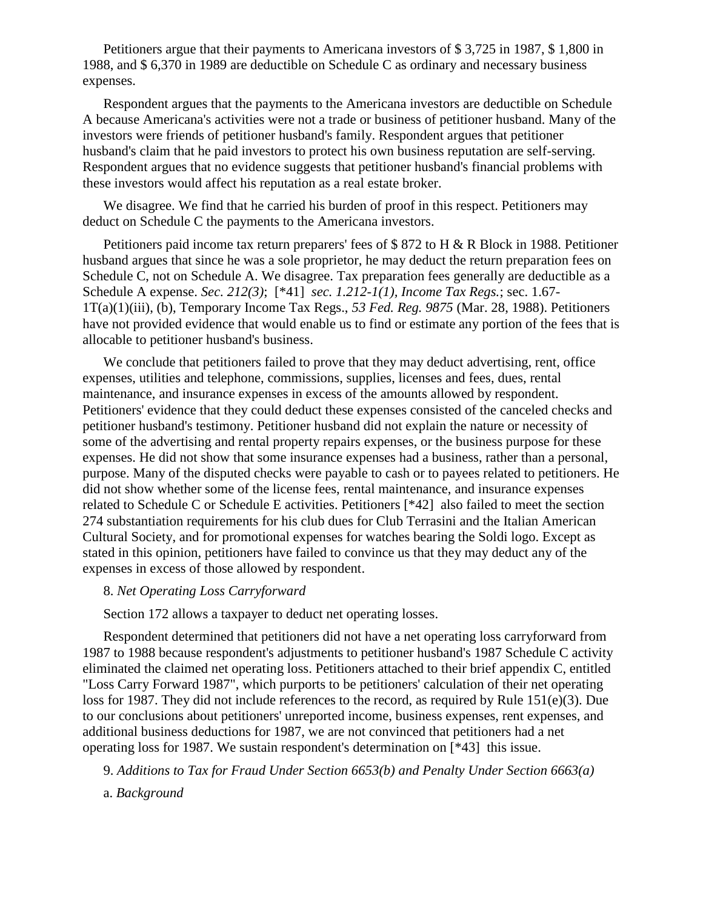Petitioners argue that their payments to Americana investors of $ 3,725 in 1987, $ 1,800 in 1988, and $ 6,370 in 1989 are deductible on Schedule C as ordinary and necessary business expenses.

Respondent argues that the payments to the Americana investors are deductible on Schedule A because Americana's activities were not a trade or business of petitioner husband. Many of the investors were friends of petitioner husband's family. Respondent argues that petitioner husband's claim that he paid investors to protect his own business reputation are self-serving. Respondent argues that no evidence suggests that petitioner husband's financial problems with these investors would affect his reputation as a real estate broker.

We disagree. We find that he carried his burden of proof in this respect. Petitioners may deduct on Schedule C the payments to the Americana investors.

Petitioners paid income tax return preparers' fees of $ 872 to H & R Block in 1988. Petitioner husband argues that since he was a sole proprietor, he may deduct the return preparation fees on Schedule C, not on Schedule A. We disagree. Tax preparation fees generally are deductible as a Schedule A expense. *Sec. 212(3)*; [*41] *sec. 1.212-1(1), Income Tax Regs.*; sec. 1.67-1T(a)(1)(iii), (b), Temporary Income Tax Regs., *53 Fed. Reg. 9875* (Mar. 28, 1988). Petitioners have not provided evidence that would enable us to find or estimate any portion of the fees that is allocable to petitioner husband's business.

We conclude that petitioners failed to prove that they may deduct advertising, rent, office expenses, utilities and telephone, commissions, supplies, licenses and fees, dues, rental maintenance, and insurance expenses in excess of the amounts allowed by respondent. Petitioners' evidence that they could deduct these expenses consisted of the canceled checks and petitioner husband's testimony. Petitioner husband did not explain the nature or necessity of some of the advertising and rental property repairs expenses, or the business purpose for these expenses. He did not show that some insurance expenses had a business, rather than a personal, purpose. Many of the disputed checks were payable to cash or to payees related to petitioners. He did not show whether some of the license fees, rental maintenance, and insurance expenses related to Schedule C or Schedule E activities. Petitioners [*42] also failed to meet the section 274 substantiation requirements for his club dues for Club Terrasini and the Italian American Cultural Society, and for promotional expenses for watches bearing the Soldi logo. Except as stated in this opinion, petitioners have failed to convince us that they may deduct any of the expenses in excess of those allowed by respondent.

8. *Net Operating Loss Carryforward*

Section 172 allows a taxpayer to deduct net operating losses.

Respondent determined that petitioners did not have a net operating loss carryforward from 1987 to 1988 because respondent's adjustments to petitioner husband's 1987 Schedule C activity eliminated the claimed net operating loss. Petitioners attached to their brief appendix C, entitled "Loss Carry Forward 1987", which purports to be petitioners' calculation of their net operating loss for 1987. They did not include references to the record, as required by Rule 151(e)(3). Due to our conclusions about petitioners' unreported income, business expenses, rent expenses, and additional business deductions for 1987, we are not convinced that petitioners had a net operating loss for 1987. We sustain respondent's determination on [*43] this issue.

9. *Additions to Tax for Fraud Under Section 6653(b) and Penalty Under Section 6663(a)*

a. *Background*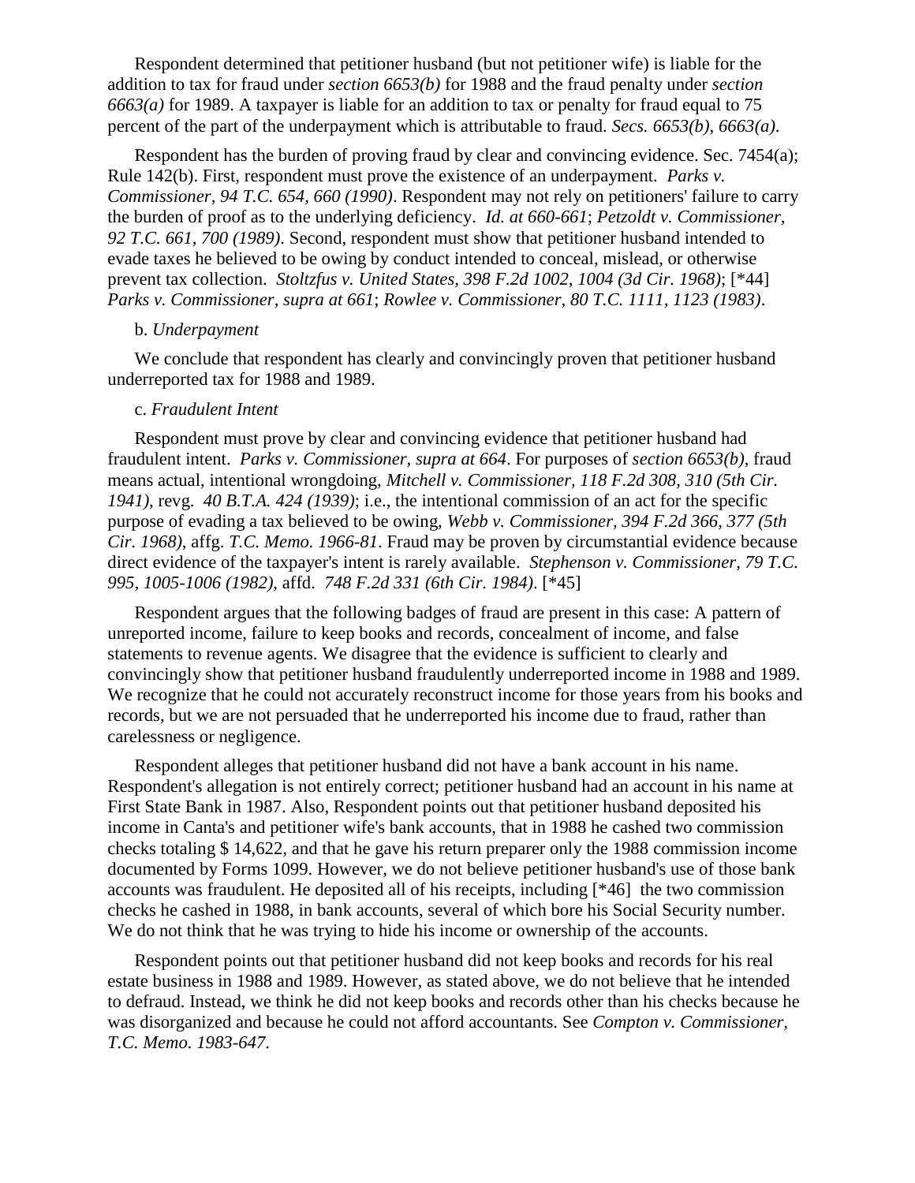Respondent determined that petitioner husband (but not petitioner wife) is liable for the addition to tax for fraud under *section 6653(b)* for 1988 and the fraud penalty under *section 6663(a)* for 1989. A taxpayer is liable for an addition to tax or penalty for fraud equal to 75 percent of the part of the underpayment which is attributable to fraud. *Secs. 6653(b), 6663(a)*.

Respondent has the burden of proving fraud by clear and convincing evidence. Sec. 7454(a); Rule 142(b). First, respondent must prove the existence of an underpayment. *Parks v. Commissioner, 94 T.C. 654, 660 (1990)*. Respondent may not rely on petitioners' failure to carry the burden of proof as to the underlying deficiency. *Id. at 660-661*; *Petzoldt v. Commissioner, 92 T.C. 661, 700 (1989)*. Second, respondent must show that petitioner husband intended to evade taxes he believed to be owing by conduct intended to conceal, mislead, or otherwise prevent tax collection. *Stoltzfus v. United States, 398 F.2d 1002, 1004 (3d Cir. 1968)*; [*44] *Parks v. Commissioner, supra at 661*; *Rowlee v. Commissioner, 80 T.C. 1111, 1123 (1983)*.

b. *Underpayment*

We conclude that respondent has clearly and convincingly proven that petitioner husband underreported tax for 1988 and 1989.

c. *Fraudulent Intent*

Respondent must prove by clear and convincing evidence that petitioner husband had fraudulent intent. *Parks v. Commissioner, supra at 664*. For purposes of *section 6653(b)*, fraud means actual, intentional wrongdoing, *Mitchell v. Commissioner, 118 F.2d 308, 310 (5th Cir. 1941)*, revg. *40 B.T.A. 424 (1939)*; i.e., the intentional commission of an act for the specific purpose of evading a tax believed to be owing, *Webb v. Commissioner, 394 F.2d 366, 377 (5th Cir. 1968)*, affg. *T.C. Memo. 1966-81*. Fraud may be proven by circumstantial evidence because direct evidence of the taxpayer's intent is rarely available. *Stephenson v. Commissioner, 79 T.C. 995, 1005-1006 (1982)*, affd. *748 F.2d 331 (6th Cir. 1984)*. [*45]

Respondent argues that the following badges of fraud are present in this case: A pattern of unreported income, failure to keep books and records, concealment of income, and false statements to revenue agents. We disagree that the evidence is sufficient to clearly and convincingly show that petitioner husband fraudulently underreported income in 1988 and 1989. We recognize that he could not accurately reconstruct income for those years from his books and records, but we are not persuaded that he underreported his income due to fraud, rather than carelessness or negligence.

Respondent alleges that petitioner husband did not have a bank account in his name. Respondent's allegation is not entirely correct; petitioner husband had an account in his name at First State Bank in 1987. Also, Respondent points out that petitioner husband deposited his income in Canta's and petitioner wife's bank accounts, that in 1988 he cashed two commission checks totaling $ 14,622, and that he gave his return preparer only the 1988 commission income documented by Forms 1099. However, we do not believe petitioner husband's use of those bank accounts was fraudulent. He deposited all of his receipts, including [*46] the two commission checks he cashed in 1988, in bank accounts, several of which bore his Social Security number. We do not think that he was trying to hide his income or ownership of the accounts.

Respondent points out that petitioner husband did not keep books and records for his real estate business in 1988 and 1989. However, as stated above, we do not believe that he intended to defraud. Instead, we think he did not keep books and records other than his checks because he was disorganized and because he could not afford accountants. See *Compton v. Commissioner, T.C. Memo. 1983-647*.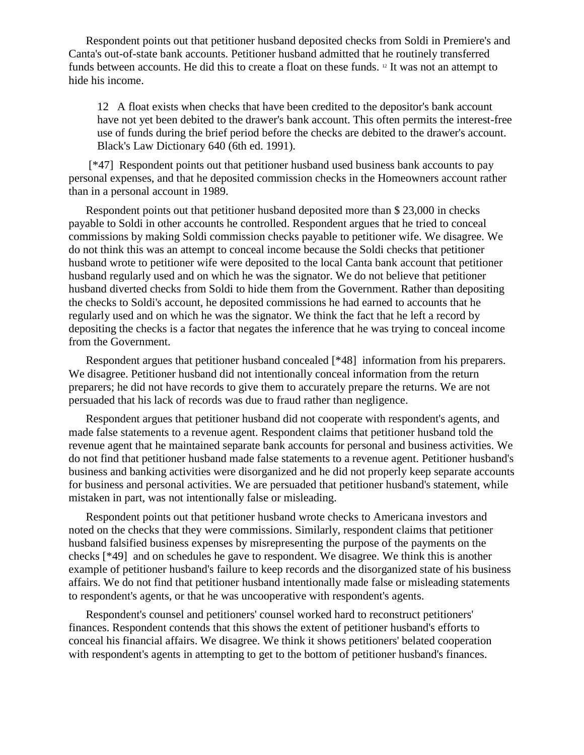Respondent points out that petitioner husband deposited checks from Soldi in Premiere's and Canta's out-of-state bank accounts. Petitioner husband admitted that he routinely transferred funds between accounts. He did this to create a float on these funds. [12] It was not an attempt to hide his income.

> 12 A float exists when checks that have been credited to the depositor's bank account have not yet been debited to the drawer's bank account. This often permits the interest-free use of funds during the brief period before the checks are debited to the drawer's account. Black's Law Dictionary 640 (6th ed. 1991).

[*47] Respondent points out that petitioner husband used business bank accounts to pay personal expenses, and that he deposited commission checks in the Homeowners account rather than in a personal account in 1989.

Respondent points out that petitioner husband deposited more than $ 23,000 in checks payable to Soldi in other accounts he controlled. Respondent argues that he tried to conceal commissions by making Soldi commission checks payable to petitioner wife. We disagree. We do not think this was an attempt to conceal income because the Soldi checks that petitioner husband wrote to petitioner wife were deposited to the local Canta bank account that petitioner husband regularly used and on which he was the signator. We do not believe that petitioner husband diverted checks from Soldi to hide them from the Government. Rather than depositing the checks to Soldi's account, he deposited commissions he had earned to accounts that he regularly used and on which he was the signator. We think the fact that he left a record by depositing the checks is a factor that negates the inference that he was trying to conceal income from the Government.

Respondent argues that petitioner husband concealed [*48] information from his preparers. We disagree. Petitioner husband did not intentionally conceal information from the return preparers; he did not have records to give them to accurately prepare the returns. We are not persuaded that his lack of records was due to fraud rather than negligence.

Respondent argues that petitioner husband did not cooperate with respondent's agents, and made false statements to a revenue agent. Respondent claims that petitioner husband told the revenue agent that he maintained separate bank accounts for personal and business activities. We do not find that petitioner husband made false statements to a revenue agent. Petitioner husband's business and banking activities were disorganized and he did not properly keep separate accounts for business and personal activities. We are persuaded that petitioner husband's statement, while mistaken in part, was not intentionally false or misleading.

Respondent points out that petitioner husband wrote checks to Americana investors and noted on the checks that they were commissions. Similarly, respondent claims that petitioner husband falsified business expenses by misrepresenting the purpose of the payments on the checks [*49] and on schedules he gave to respondent. We disagree. We think this is another example of petitioner husband's failure to keep records and the disorganized state of his business affairs. We do not find that petitioner husband intentionally made false or misleading statements to respondent's agents, or that he was uncooperative with respondent's agents.

Respondent's counsel and petitioners' counsel worked hard to reconstruct petitioners' finances. Respondent contends that this shows the extent of petitioner husband's efforts to conceal his financial affairs. We disagree. We think it shows petitioners' belated cooperation with respondent's agents in attempting to get to the bottom of petitioner husband's finances.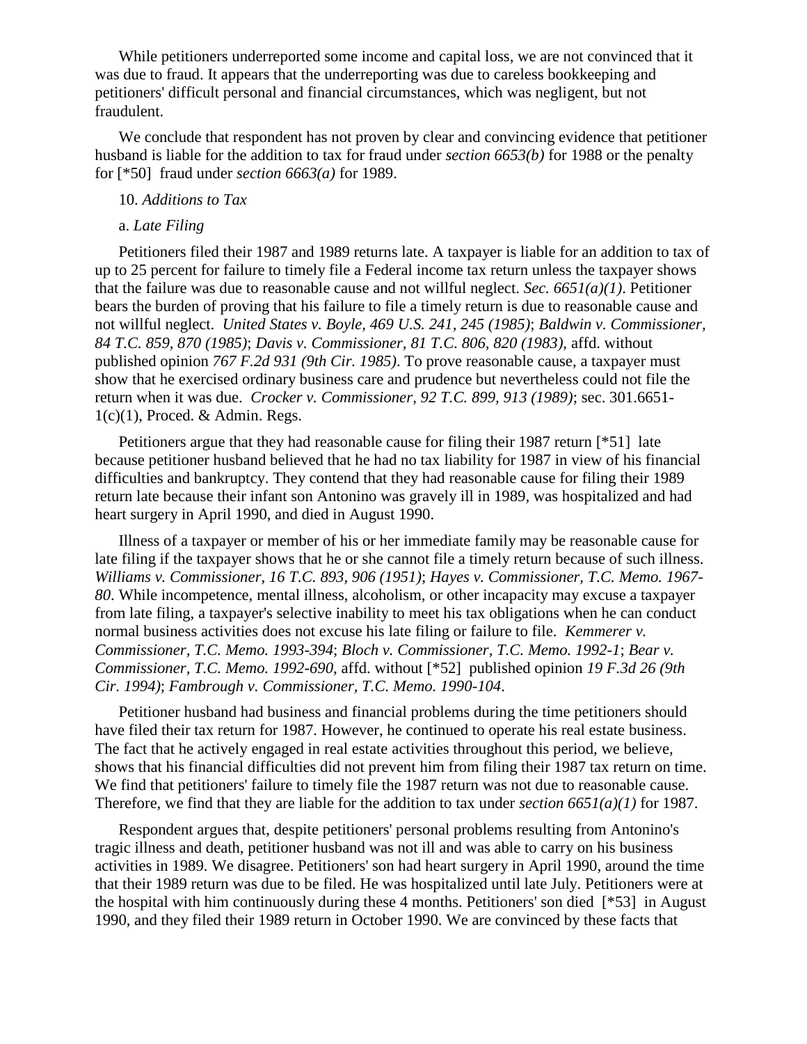While petitioners underreported some income and capital loss, we are not convinced that it was due to fraud. It appears that the underreporting was due to careless bookkeeping and petitioners' difficult personal and financial circumstances, which was negligent, but not fraudulent.

We conclude that respondent has not proven by clear and convincing evidence that petitioner husband is liable for the addition to tax for fraud under *section 6653(b)* for 1988 or the penalty for [*50] fraud under *section 6663(a)* for 1989.

10. *Additions to Tax*

a. *Late Filing*

Petitioners filed their 1987 and 1989 returns late. A taxpayer is liable for an addition to tax of up to 25 percent for failure to timely file a Federal income tax return unless the taxpayer shows that the failure was due to reasonable cause and not willful neglect. *Sec. 6651(a)(1)*. Petitioner bears the burden of proving that his failure to file a timely return is due to reasonable cause and not willful neglect. *United States v. Boyle, 469 U.S. 241, 245 (1985)*; *Baldwin v. Commissioner, 84 T.C. 859, 870 (1985)*; *Davis v. Commissioner, 81 T.C. 806, 820 (1983)*, affd. without published opinion *767 F.2d 931 (9th Cir. 1985)*. To prove reasonable cause, a taxpayer must show that he exercised ordinary business care and prudence but nevertheless could not file the return when it was due. *Crocker v. Commissioner, 92 T.C. 899, 913 (1989)*; sec. 301.6651-1(c)(1), Proced. & Admin. Regs.

Petitioners argue that they had reasonable cause for filing their 1987 return [*51] late because petitioner husband believed that he had no tax liability for 1987 in view of his financial difficulties and bankruptcy. They contend that they had reasonable cause for filing their 1989 return late because their infant son Antonino was gravely ill in 1989, was hospitalized and had heart surgery in April 1990, and died in August 1990.

Illness of a taxpayer or member of his or her immediate family may be reasonable cause for late filing if the taxpayer shows that he or she cannot file a timely return because of such illness. *Williams v. Commissioner, 16 T.C. 893, 906 (1951)*; *Hayes v. Commissioner, T.C. Memo. 1967-80*. While incompetence, mental illness, alcoholism, or other incapacity may excuse a taxpayer from late filing, a taxpayer's selective inability to meet his tax obligations when he can conduct normal business activities does not excuse his late filing or failure to file. *Kemmerer v. Commissioner, T.C. Memo. 1993-394*; *Bloch v. Commissioner, T.C. Memo. 1992-1*; *Bear v. Commissioner, T.C. Memo. 1992-690*, affd. without [*52] published opinion *19 F.3d 26 (9th Cir. 1994)*; *Fambrough v. Commissioner, T.C. Memo. 1990-104*.

Petitioner husband had business and financial problems during the time petitioners should have filed their tax return for 1987. However, he continued to operate his real estate business. The fact that he actively engaged in real estate activities throughout this period, we believe, shows that his financial difficulties did not prevent him from filing their 1987 tax return on time. We find that petitioners' failure to timely file the 1987 return was not due to reasonable cause. Therefore, we find that they are liable for the addition to tax under *section 6651(a)(1)* for 1987.

Respondent argues that, despite petitioners' personal problems resulting from Antonino's tragic illness and death, petitioner husband was not ill and was able to carry on his business activities in 1989. We disagree. Petitioners' son had heart surgery in April 1990, around the time that their 1989 return was due to be filed. He was hospitalized until late July. Petitioners were at the hospital with him continuously during these 4 months. Petitioners' son died [*53] in August 1990, and they filed their 1989 return in October 1990. We are convinced by these facts that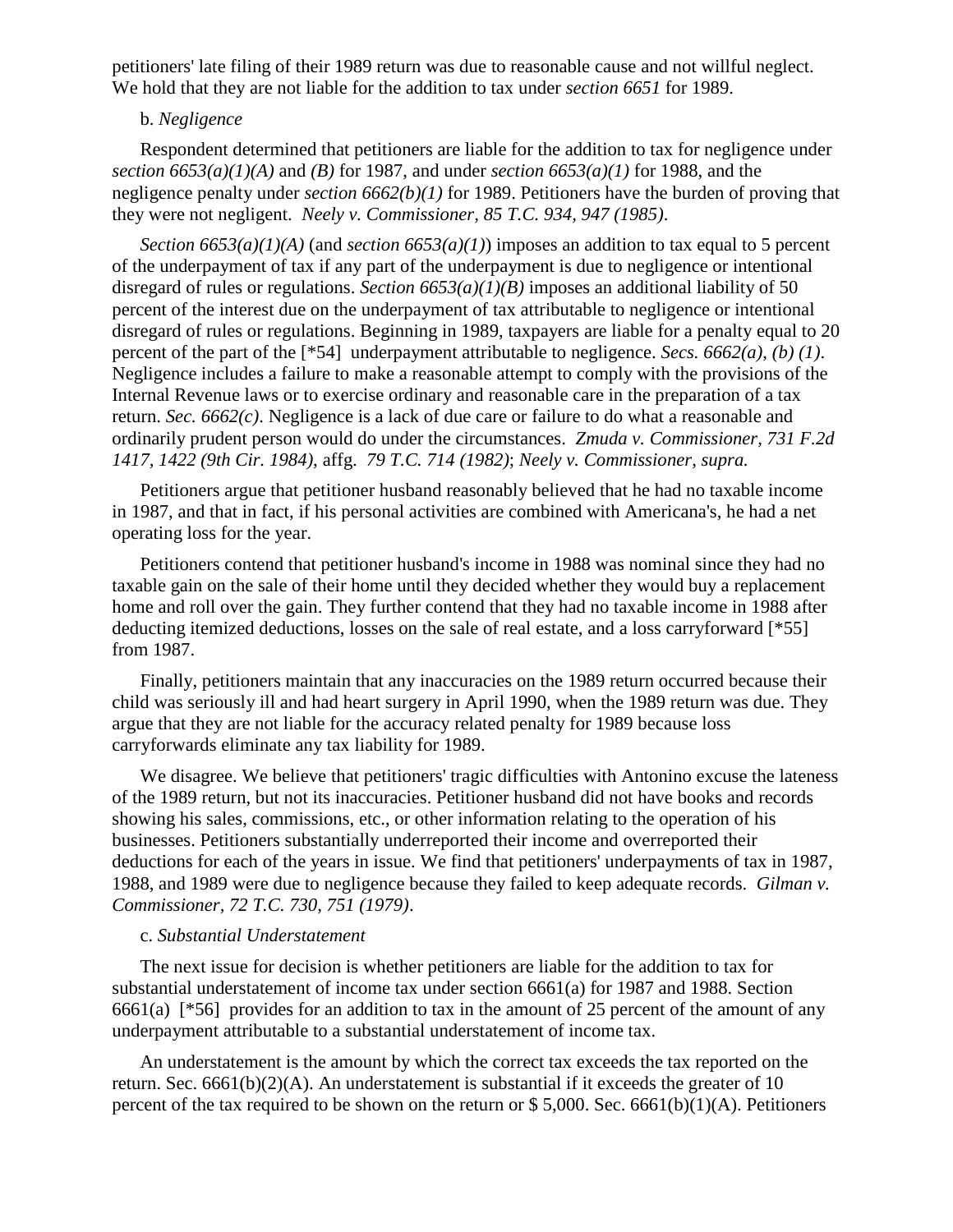petitioners' late filing of their 1989 return was due to reasonable cause and not willful neglect. We hold that they are not liable for the addition to tax under *section 6651* for 1989.

b. *Negligence*

Respondent determined that petitioners are liable for the addition to tax for negligence under *section 6653(a)(1)(A)* and *(B)* for 1987, and under *section 6653(a)(1)* for 1988, and the negligence penalty under *section 6662(b)(1)* for 1989. Petitioners have the burden of proving that they were not negligent. *Neely v. Commissioner, 85 T.C. 934, 947 (1985)*.

*Section 6653(a)(1)(A)* (and *section 6653(a)(1)*) imposes an addition to tax equal to 5 percent of the underpayment of tax if any part of the underpayment is due to negligence or intentional disregard of rules or regulations. *Section 6653(a)(1)(B)* imposes an additional liability of 50 percent of the interest due on the underpayment of tax attributable to negligence or intentional disregard of rules or regulations. Beginning in 1989, taxpayers are liable for a penalty equal to 20 percent of the part of the [*54] underpayment attributable to negligence. *Secs. 6662(a), (b) (1)*. Negligence includes a failure to make a reasonable attempt to comply with the provisions of the Internal Revenue laws or to exercise ordinary and reasonable care in the preparation of a tax return. *Sec. 6662(c)*. Negligence is a lack of due care or failure to do what a reasonable and ordinarily prudent person would do under the circumstances. *Zmuda v. Commissioner, 731 F.2d 1417, 1422 (9th Cir. 1984)*, affg. *79 T.C. 714 (1982)*; *Neely v. Commissioner, supra.*

Petitioners argue that petitioner husband reasonably believed that he had no taxable income in 1987, and that in fact, if his personal activities are combined with Americana's, he had a net operating loss for the year.

Petitioners contend that petitioner husband's income in 1988 was nominal since they had no taxable gain on the sale of their home until they decided whether they would buy a replacement home and roll over the gain. They further contend that they had no taxable income in 1988 after deducting itemized deductions, losses on the sale of real estate, and a loss carryforward [*55] from 1987.

Finally, petitioners maintain that any inaccuracies on the 1989 return occurred because their child was seriously ill and had heart surgery in April 1990, when the 1989 return was due. They argue that they are not liable for the accuracy related penalty for 1989 because loss carryforwards eliminate any tax liability for 1989.

We disagree. We believe that petitioners' tragic difficulties with Antonino excuse the lateness of the 1989 return, but not its inaccuracies. Petitioner husband did not have books and records showing his sales, commissions, etc., or other information relating to the operation of his businesses. Petitioners substantially underreported their income and overreported their deductions for each of the years in issue. We find that petitioners' underpayments of tax in 1987, 1988, and 1989 were due to negligence because they failed to keep adequate records. *Gilman v. Commissioner, 72 T.C. 730, 751 (1979)*.

c. *Substantial Understatement*

The next issue for decision is whether petitioners are liable for the addition to tax for substantial understatement of income tax under section 6661(a) for 1987 and 1988. Section 6661(a) [*56] provides for an addition to tax in the amount of 25 percent of the amount of any underpayment attributable to a substantial understatement of income tax.

An understatement is the amount by which the correct tax exceeds the tax reported on the return. Sec. 6661(b)(2)(A). An understatement is substantial if it exceeds the greater of 10 percent of the tax required to be shown on the return or $ 5,000. Sec. 6661(b)(1)(A). Petitioners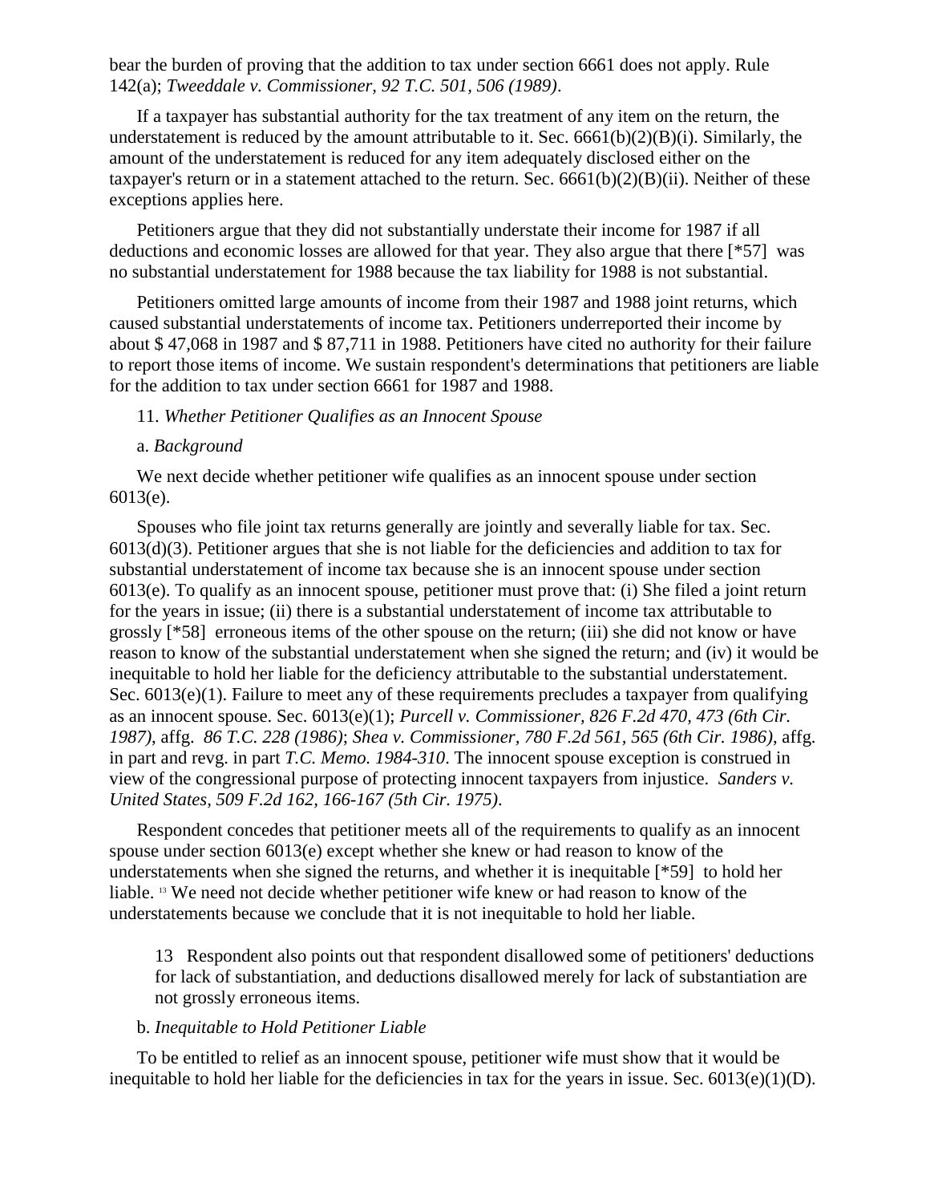bear the burden of proving that the addition to tax under section 6661 does not apply. Rule 142(a); *Tweeddale v. Commissioner, 92 T.C. 501, 506 (1989)*.

If a taxpayer has substantial authority for the tax treatment of any item on the return, the understatement is reduced by the amount attributable to it. Sec. 6661(b)(2)(B)(i). Similarly, the amount of the understatement is reduced for any item adequately disclosed either on the taxpayer's return or in a statement attached to the return. Sec. 6661(b)(2)(B)(ii). Neither of these exceptions applies here.

Petitioners argue that they did not substantially understate their income for 1987 if all deductions and economic losses are allowed for that year. They also argue that there [*57] was no substantial understatement for 1988 because the tax liability for 1988 is not substantial.

Petitioners omitted large amounts of income from their 1987 and 1988 joint returns, which caused substantial understatements of income tax. Petitioners underreported their income by about $ 47,068 in 1987 and $ 87,711 in 1988. Petitioners have cited no authority for their failure to report those items of income. We sustain respondent's determinations that petitioners are liable for the addition to tax under section 6661 for 1987 and 1988.

11. *Whether Petitioner Qualifies as an Innocent Spouse*

a. *Background*

We next decide whether petitioner wife qualifies as an innocent spouse under section 6013(e).

Spouses who file joint tax returns generally are jointly and severally liable for tax. Sec. 6013(d)(3). Petitioner argues that she is not liable for the deficiencies and addition to tax for substantial understatement of income tax because she is an innocent spouse under section 6013(e). To qualify as an innocent spouse, petitioner must prove that: (i) She filed a joint return for the years in issue; (ii) there is a substantial understatement of income tax attributable to grossly [*58] erroneous items of the other spouse on the return; (iii) she did not know or have reason to know of the substantial understatement when she signed the return; and (iv) it would be inequitable to hold her liable for the deficiency attributable to the substantial understatement. Sec. 6013(e)(1). Failure to meet any of these requirements precludes a taxpayer from qualifying as an innocent spouse. Sec. 6013(e)(1); *Purcell v. Commissioner, 826 F.2d 470, 473 (6th Cir. 1987)*, affg. *86 T.C. 228 (1986)*; *Shea v. Commissioner, 780 F.2d 561, 565 (6th Cir. 1986)*, affg. in part and revg. in part *T.C. Memo. 1984-310*. The innocent spouse exception is construed in view of the congressional purpose of protecting innocent taxpayers from injustice. *Sanders v. United States, 509 F.2d 162, 166-167 (5th Cir. 1975)*.

Respondent concedes that petitioner meets all of the requirements to qualify as an innocent spouse under section 6013(e) except whether she knew or had reason to know of the understatements when she signed the returns, and whether it is inequitable [*59] to hold her liable. [13] We need not decide whether petitioner wife knew or had reason to know of the understatements because we conclude that it is not inequitable to hold her liable.

> 13 Respondent also points out that respondent disallowed some of petitioners' deductions for lack of substantiation, and deductions disallowed merely for lack of substantiation are not grossly erroneous items.

b. *Inequitable to Hold Petitioner Liable*

To be entitled to relief as an innocent spouse, petitioner wife must show that it would be inequitable to hold her liable for the deficiencies in tax for the years in issue. Sec. 6013(e)(1)(D).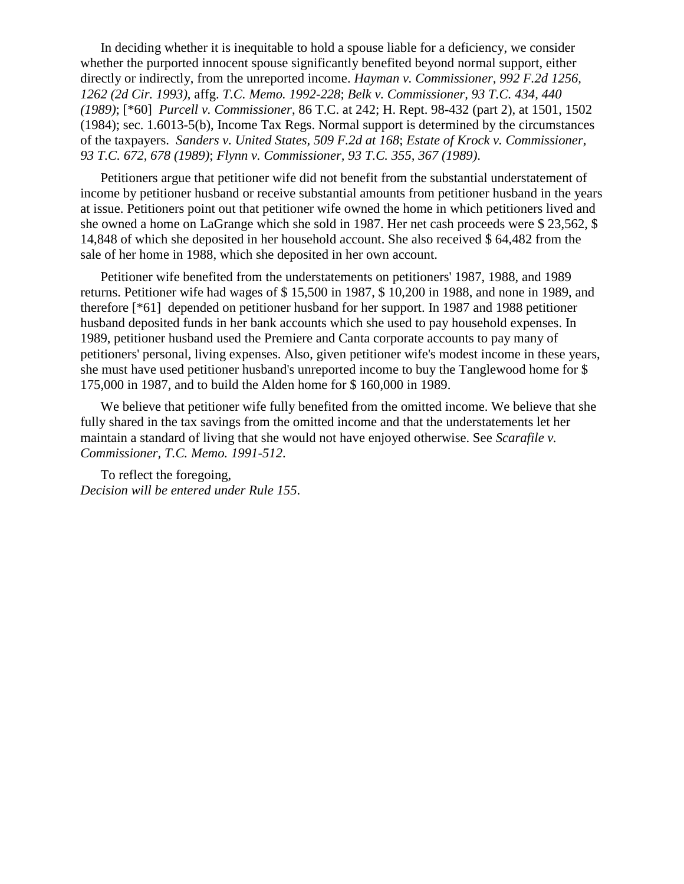In deciding whether it is inequitable to hold a spouse liable for a deficiency, we consider whether the purported innocent spouse significantly benefited beyond normal support, either directly or indirectly, from the unreported income. *Hayman v. Commissioner, 992 F.2d 1256, 1262 (2d Cir. 1993),* affg. *T.C. Memo. 1992-228*; *Belk v. Commissioner, 93 T.C. 434, 440 (1989)*; [*60] *Purcell v. Commissioner*, 86 T.C. at 242; H. Rept. 98-432 (part 2), at 1501, 1502 (1984); sec. 1.6013-5(b), Income Tax Regs. Normal support is determined by the circumstances of the taxpayers. *Sanders v. United States, 509 F.2d at 168*; *Estate of Krock v. Commissioner, 93 T.C. 672, 678 (1989)*; *Flynn v. Commissioner, 93 T.C. 355, 367 (1989)*.

Petitioners argue that petitioner wife did not benefit from the substantial understatement of income by petitioner husband or receive substantial amounts from petitioner husband in the years at issue. Petitioners point out that petitioner wife owned the home in which petitioners lived and she owned a home on LaGrange which she sold in 1987. Her net cash proceeds were $ 23,562, $ 14,848 of which she deposited in her household account. She also received $ 64,482 from the sale of her home in 1988, which she deposited in her own account.

Petitioner wife benefited from the understatements on petitioners' 1987, 1988, and 1989 returns. Petitioner wife had wages of $ 15,500 in 1987, $ 10,200 in 1988, and none in 1989, and therefore [*61] depended on petitioner husband for her support. In 1987 and 1988 petitioner husband deposited funds in her bank accounts which she used to pay household expenses. In 1989, petitioner husband used the Premiere and Canta corporate accounts to pay many of petitioners' personal, living expenses. Also, given petitioner wife's modest income in these years, she must have used petitioner husband's unreported income to buy the Tanglewood home for $ 175,000 in 1987, and to build the Alden home for $ 160,000 in 1989.

We believe that petitioner wife fully benefited from the omitted income. We believe that she fully shared in the tax savings from the omitted income and that the understatements let her maintain a standard of living that she would not have enjoyed otherwise. See *Scarafile v. Commissioner, T.C. Memo. 1991-512*.

To reflect the foregoing,
*Decision will be entered under Rule 155*.